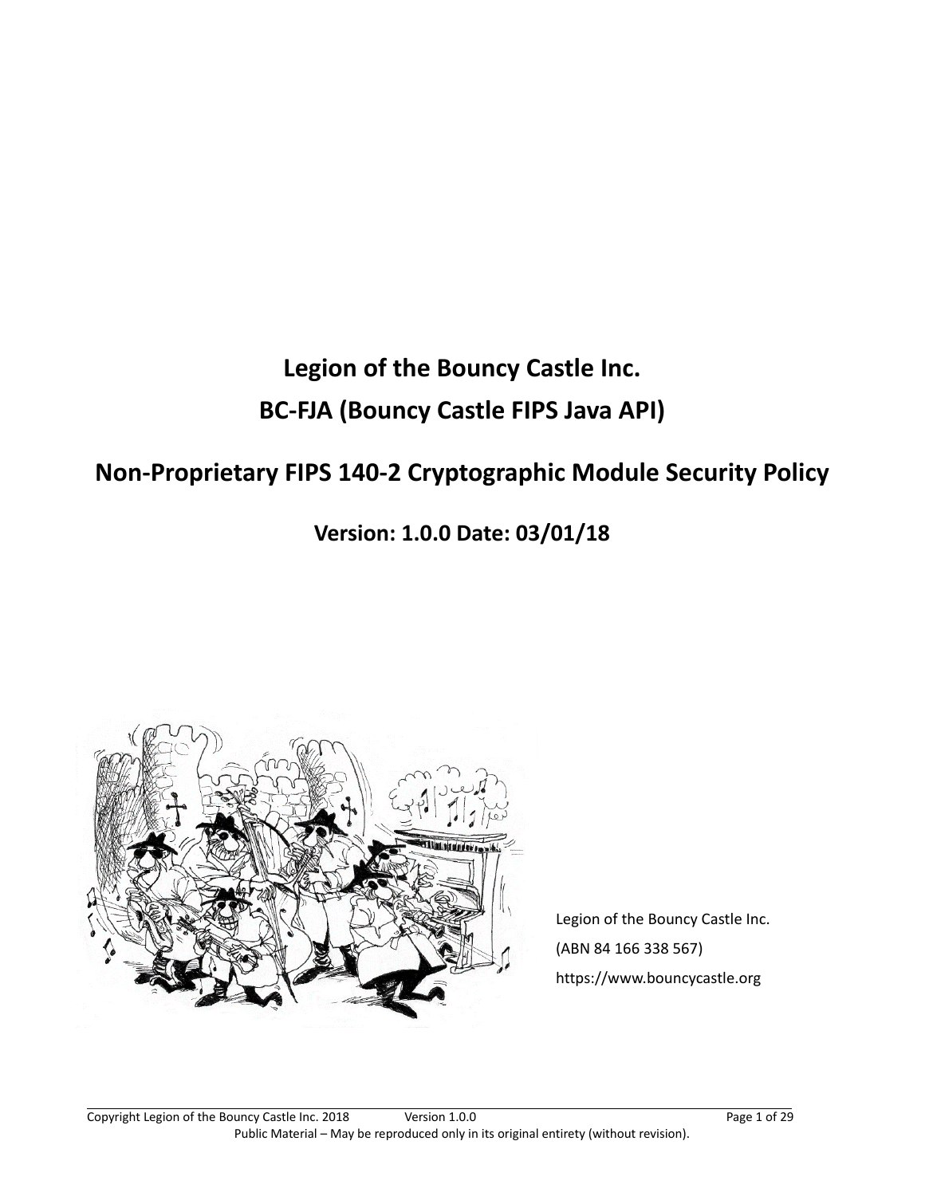# Legion of the Bouncy Castle Inc.

# BC-FJA (Bouncy Castle FIPS Java API)

## Non-Proprietary FIPS 140-2 Cryptographic Module Security Policy

### Version: 1.0.0 Date: 03/01/18

Legion of the Bouncy Castle Inc.

(ABN 84 166 338 567)

https://www.bouncycastle.org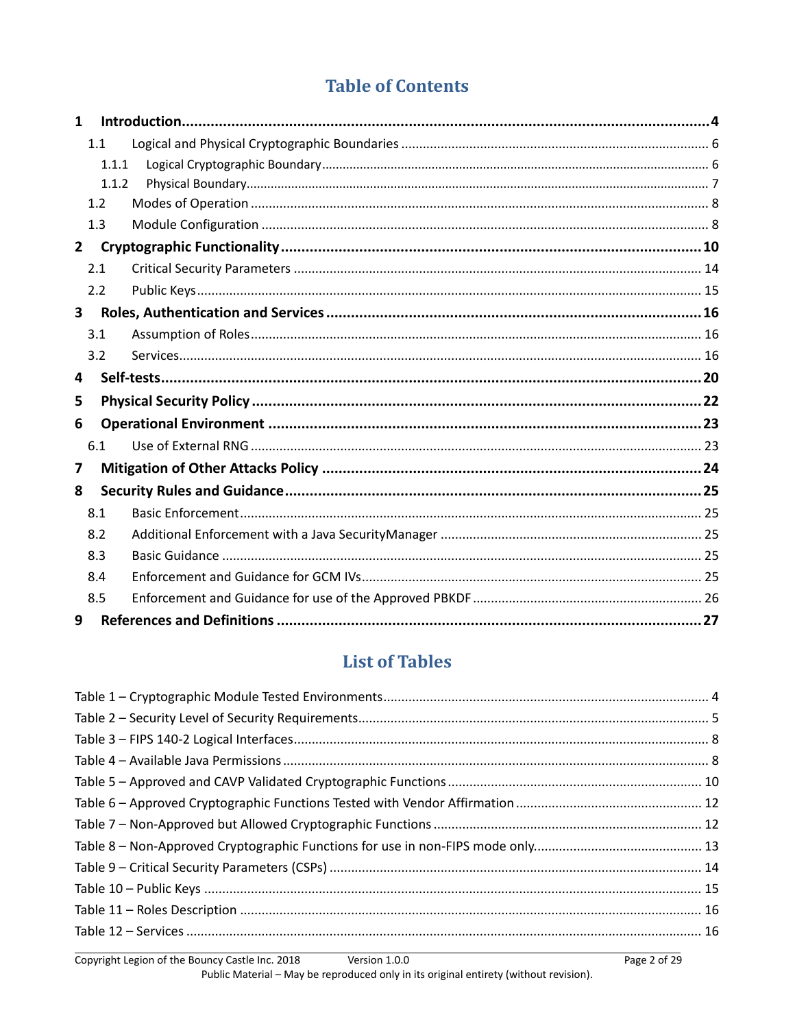# Table of Contents

**1 Introduction ..... 4**

- 1.1 Logical and Physical Cryptographic Boundaries ..... 6
  - 1.1.1 Logical Cryptographic Boundary ..... 6
  - 1.1.2 Physical Boundary ..... 7
- 1.2 Modes of Operation ..... 8
- 1.3 Module Configuration ..... 8

**2 Cryptographic Functionality ..... 10**

- 2.1 Critical Security Parameters ..... 14
- 2.2 Public Keys ..... 15

**3 Roles, Authentication and Services ..... 16**

- 3.1 Assumption of Roles ..... 16
- 3.2 Services ..... 16

**4 Self-tests ..... 20**

**5 Physical Security Policy ..... 22**

**6 Operational Environment ..... 23**

- 6.1 Use of External RNG ..... 23

**7 Mitigation of Other Attacks Policy ..... 24**

**8 Security Rules and Guidance ..... 25**

- 8.1 Basic Enforcement ..... 25
- 8.2 Additional Enforcement with a Java SecurityManager ..... 25
- 8.3 Basic Guidance ..... 25
- 8.4 Enforcement and Guidance for GCM IVs ..... 25
- 8.5 Enforcement and Guidance for use of the Approved PBKDF ..... 26

**9 References and Definitions ..... 27**

# List of Tables

Table 1 – Cryptographic Module Tested Environments ..... 4

Table 2 – Security Level of Security Requirements ..... 5

Table 3 – FIPS 140-2 Logical Interfaces ..... 8

Table 4 – Available Java Permissions ..... 8

Table 5 – Approved and CAVP Validated Cryptographic Functions ..... 10

Table 6 – Approved Cryptographic Functions Tested with Vendor Affirmation ..... 12

Table 7 – Non-Approved but Allowed Cryptographic Functions ..... 12

Table 8 – Non-Approved Cryptographic Functions for use in non-FIPS mode only ..... 13

Table 9 – Critical Security Parameters (CSPs) ..... 14

Table 10 – Public Keys ..... 15

Table 11 – Roles Description ..... 16

Table 12 – Services ..... 16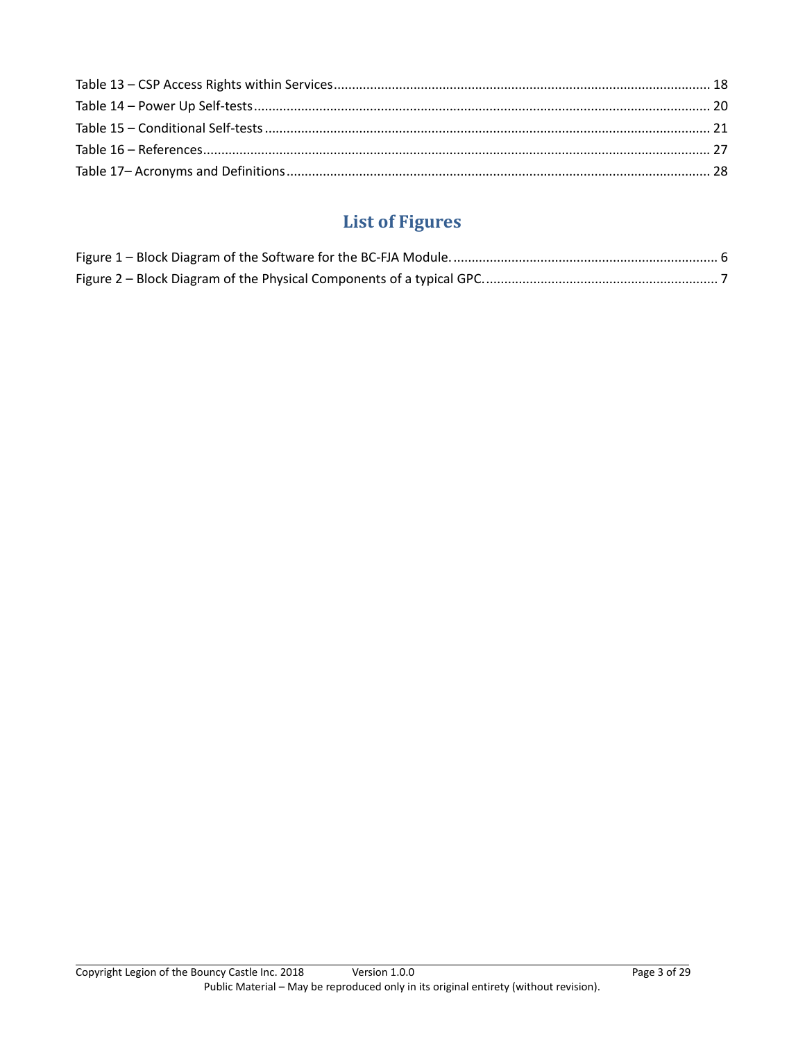Table 13 – CSP Access Rights within Services ........................................................................................................ 18
Table 14 – Power Up Self-tests ............................................................................................................................. 20
Table 15 – Conditional Self-tests .......................................................................................................................... 21
Table 16 – References ........................................................................................................................................... 27
Table 17– Acronyms and Definitions .................................................................................................................... 28

## List of Figures

Figure 1 – Block Diagram of the Software for the BC-FJA Module. ......................................................................... 6
Figure 2 – Block Diagram of the Physical Components of a typical GPC. ................................................................ 7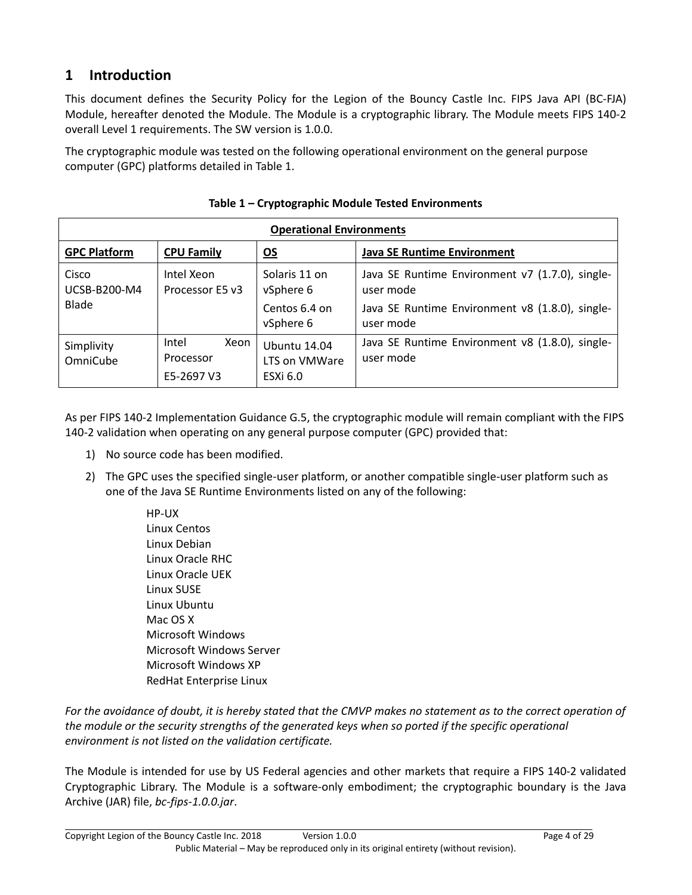# 1 Introduction

This document defines the Security Policy for the Legion of the Bouncy Castle Inc. FIPS Java API (BC-FJA) Module, hereafter denoted the Module. The Module is a cryptographic library. The Module meets FIPS 140-2 overall Level 1 requirements. The SW version is 1.0.0.

The cryptographic module was tested on the following operational environment on the general purpose computer (GPC) platforms detailed in Table 1.

**Table 1 – Cryptographic Module Tested Environments**

| **Operational Environments** | | | |
|---|---|---|---|
| **GPC Platform** | **CPU Family** | **OS** | **Java SE Runtime Environment** |
| Cisco UCSB-B200-M4 Blade | Intel Xeon Processor E5 v3 | Solaris 11 on vSphere 6 | Java SE Runtime Environment v7 (1.7.0), single-user mode |
| | | Centos 6.4 on vSphere 6 | Java SE Runtime Environment v8 (1.8.0), single-user mode |
| Simplivity OmniCube | Intel Xeon Processor E5-2697 V3 | Ubuntu 14.04 LTS on VMWare ESXi 6.0 | Java SE Runtime Environment v8 (1.8.0), single-user mode |

As per FIPS 140-2 Implementation Guidance G.5, the cryptographic module will remain compliant with the FIPS 140-2 validation when operating on any general purpose computer (GPC) provided that:

1) No source code has been modified.
2) The GPC uses the specified single-user platform, or another compatible single-user platform such as one of the Java SE Runtime Environments listed on any of the following:

   HP-UX
   Linux Centos
   Linux Debian
   Linux Oracle RHC
   Linux Oracle UEK
   Linux SUSE
   Linux Ubuntu
   Mac OS X
   Microsoft Windows
   Microsoft Windows Server
   Microsoft Windows XP
   RedHat Enterprise Linux

*For the avoidance of doubt, it is hereby stated that the CMVP makes no statement as to the correct operation of the module or the security strengths of the generated keys when so ported if the specific operational environment is not listed on the validation certificate.*

The Module is intended for use by US Federal agencies and other markets that require a FIPS 140-2 validated Cryptographic Library. The Module is a software-only embodiment; the cryptographic boundary is the Java Archive (JAR) file, *bc-fips-1.0.0.jar*.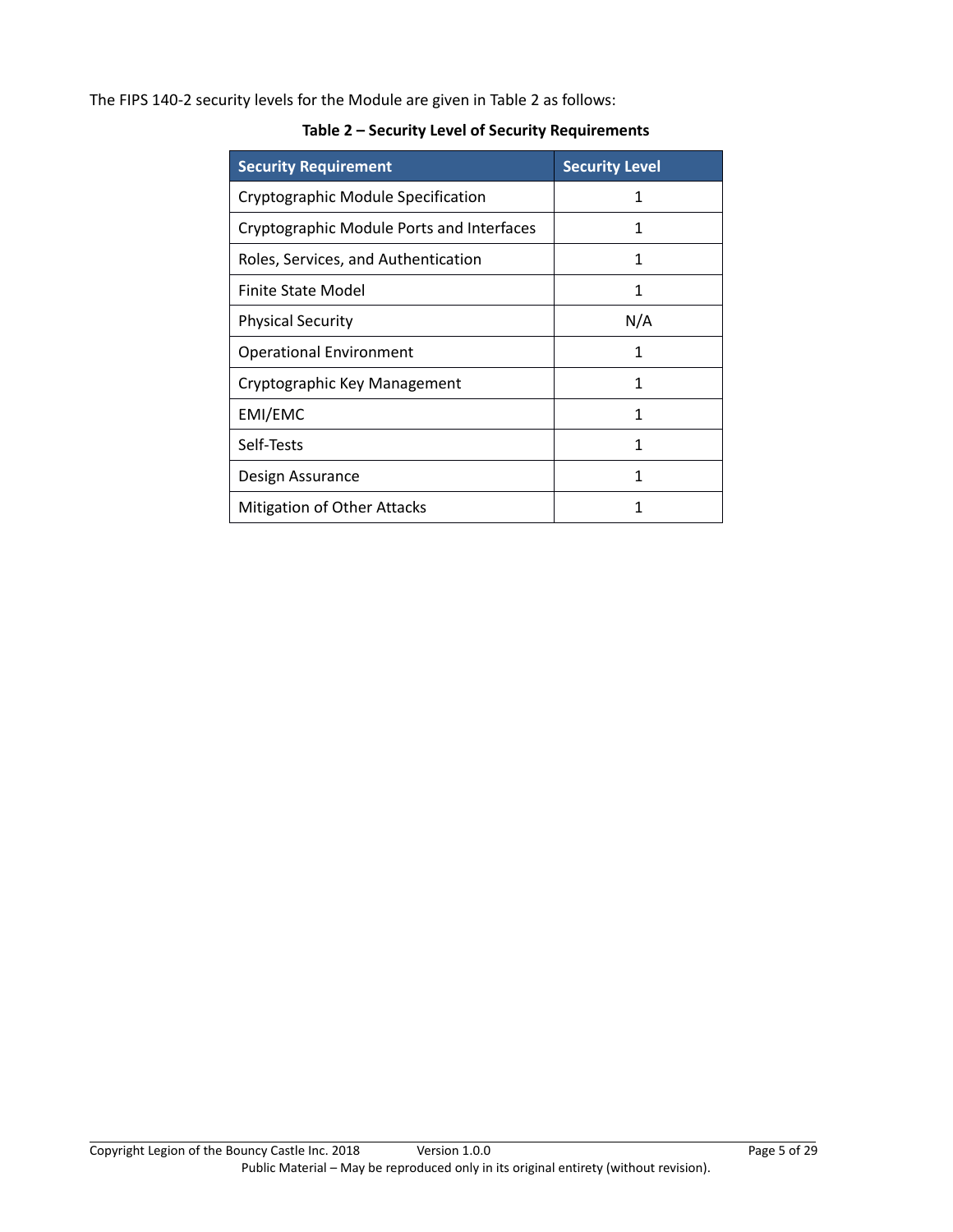The FIPS 140-2 security levels for the Module are given in Table 2 as follows:

**Table 2 – Security Level of Security Requirements**

| Security Requirement | Security Level |
| --- | --- |
| Cryptographic Module Specification | 1 |
| Cryptographic Module Ports and Interfaces | 1 |
| Roles, Services, and Authentication | 1 |
| Finite State Model | 1 |
| Physical Security | N/A |
| Operational Environment | 1 |
| Cryptographic Key Management | 1 |
| EMI/EMC | 1 |
| Self-Tests | 1 |
| Design Assurance | 1 |
| Mitigation of Other Attacks | 1 |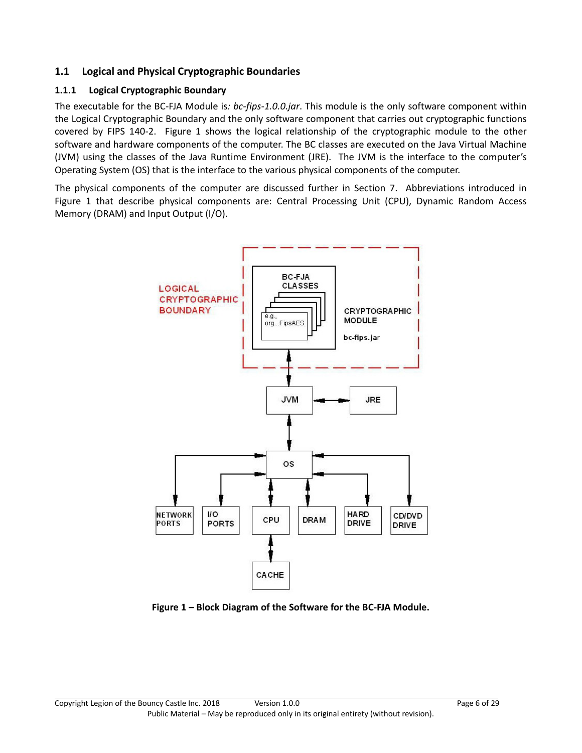## 1.1 Logical and Physical Cryptographic Boundaries

### 1.1.1 Logical Cryptographic Boundary

The executable for the BC-FJA Module is*: bc-fips-1.0.0.jar*. This module is the only software component within the Logical Cryptographic Boundary and the only software component that carries out cryptographic functions covered by FIPS 140-2. Figure 1 shows the logical relationship of the cryptographic module to the other software and hardware components of the computer. The BC classes are executed on the Java Virtual Machine (JVM) using the classes of the Java Runtime Environment (JRE). The JVM is the interface to the computer's Operating System (OS) that is the interface to the various physical components of the computer.

The physical components of the computer are discussed further in Section 7. Abbreviations introduced in Figure 1 that describe physical components are: Central Processing Unit (CPU), Dynamic Random Access Memory (DRAM) and Input Output (I/O).

**Figure 1 – Block Diagram of the Software for the BC-FJA Module.**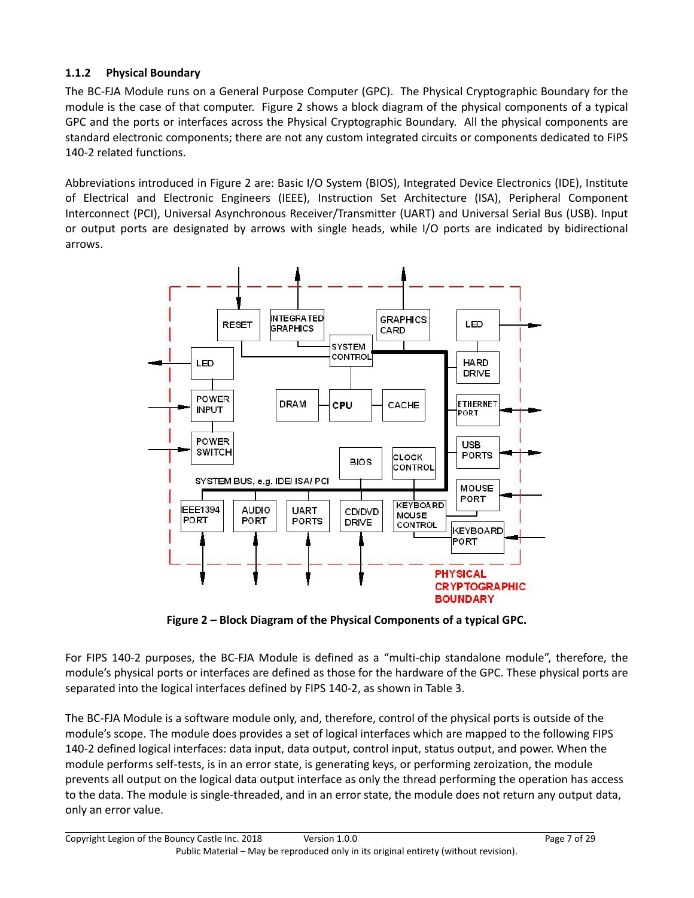### 1.1.2 Physical Boundary

The BC-FJA Module runs on a General Purpose Computer (GPC). The Physical Cryptographic Boundary for the module is the case of that computer. Figure 2 shows a block diagram of the physical components of a typical GPC and the ports or interfaces across the Physical Cryptographic Boundary. All the physical components are standard electronic components; there are not any custom integrated circuits or components dedicated to FIPS 140-2 related functions.

Abbreviations introduced in Figure 2 are: Basic I/O System (BIOS), Integrated Device Electronics (IDE), Institute of Electrical and Electronic Engineers (IEEE), Instruction Set Architecture (ISA), Peripheral Component Interconnect (PCI), Universal Asynchronous Receiver/Transmitter (UART) and Universal Serial Bus (USB). Input or output ports are designated by arrows with single heads, while I/O ports are indicated by bidirectional arrows.

**Figure 2 – Block Diagram of the Physical Components of a typical GPC.**

For FIPS 140-2 purposes, the BC-FJA Module is defined as a "multi-chip standalone module", therefore, the module's physical ports or interfaces are defined as those for the hardware of the GPC. These physical ports are separated into the logical interfaces defined by FIPS 140-2, as shown in Table 3.

The BC-FJA Module is a software module only, and, therefore, control of the physical ports is outside of the module's scope. The module does provides a set of logical interfaces which are mapped to the following FIPS 140-2 defined logical interfaces: data input, data output, control input, status output, and power. When the module performs self-tests, is in an error state, is generating keys, or performing zeroization, the module prevents all output on the logical data output interface as only the thread performing the operation has access to the data. The module is single-threaded, and in an error state, the module does not return any output data, only an error value.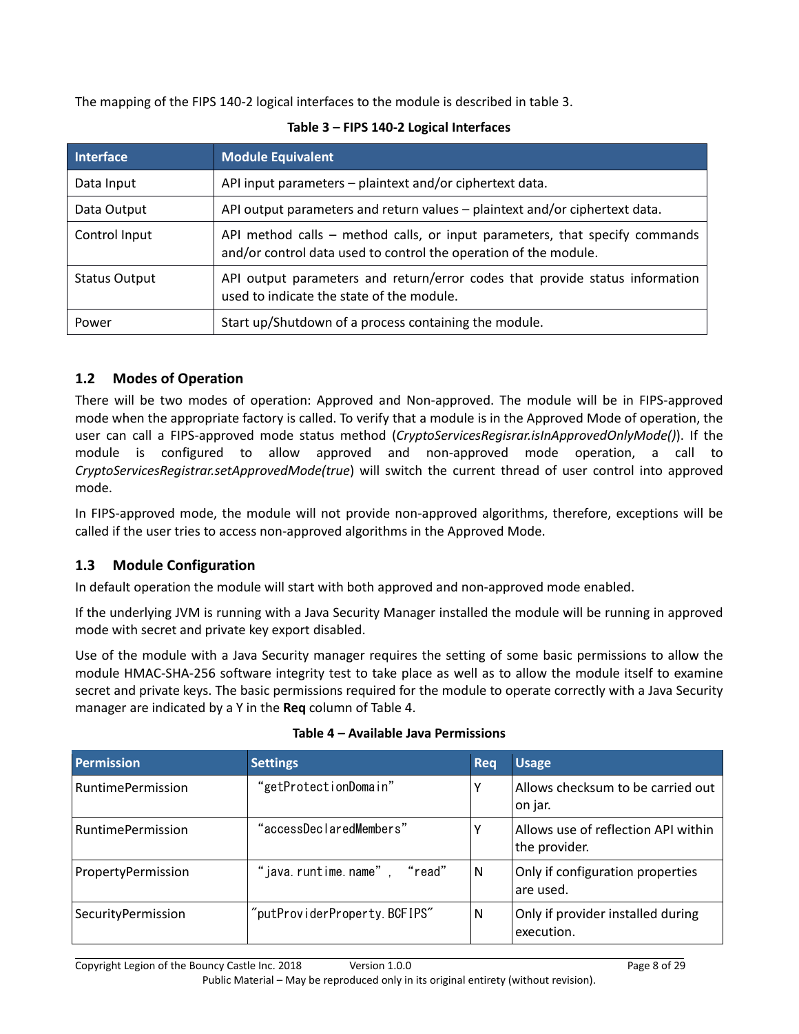The mapping of the FIPS 140-2 logical interfaces to the module is described in table 3.

**Table 3 – FIPS 140-2 Logical Interfaces**

| Interface | Module Equivalent |
| --- | --- |
| Data Input | API input parameters – plaintext and/or ciphertext data. |
| Data Output | API output parameters and return values – plaintext and/or ciphertext data. |
| Control Input | API method calls – method calls, or input parameters, that specify commands and/or control data used to control the operation of the module. |
| Status Output | API output parameters and return/error codes that provide status information used to indicate the state of the module. |
| Power | Start up/Shutdown of a process containing the module. |

## 1.2 Modes of Operation

There will be two modes of operation: Approved and Non-approved. The module will be in FIPS-approved mode when the appropriate factory is called. To verify that a module is in the Approved Mode of operation, the user can call a FIPS-approved mode status method (*CryptoServicesRegisrar.isInApprovedOnlyMode()*). If the module is configured to allow approved and non-approved mode operation, a call to *CryptoServicesRegistrar.setApprovedMode(true*) will switch the current thread of user control into approved mode.

In FIPS-approved mode, the module will not provide non-approved algorithms, therefore, exceptions will be called if the user tries to access non-approved algorithms in the Approved Mode.

## 1.3 Module Configuration

In default operation the module will start with both approved and non-approved mode enabled.

If the underlying JVM is running with a Java Security Manager installed the module will be running in approved mode with secret and private key export disabled.

Use of the module with a Java Security manager requires the setting of some basic permissions to allow the module HMAC-SHA-256 software integrity test to take place as well as to allow the module itself to examine secret and private keys. The basic permissions required for the module to operate correctly with a Java Security manager are indicated by a Y in the **Req** column of Table 4.

**Table 4 – Available Java Permissions**

| Permission | Settings | Req | Usage |
| --- | --- | --- | --- |
| RuntimePermission | "getProtectionDomain" | Y | Allows checksum to be carried out on jar. |
| RuntimePermission | "accessDeclaredMembers" | Y | Allows use of reflection API within the provider. |
| PropertyPermission | "java.runtime.name", "read" | N | Only if configuration properties are used. |
| SecurityPermission | "putProviderProperty.BCFIPS" | N | Only if provider installed during execution. |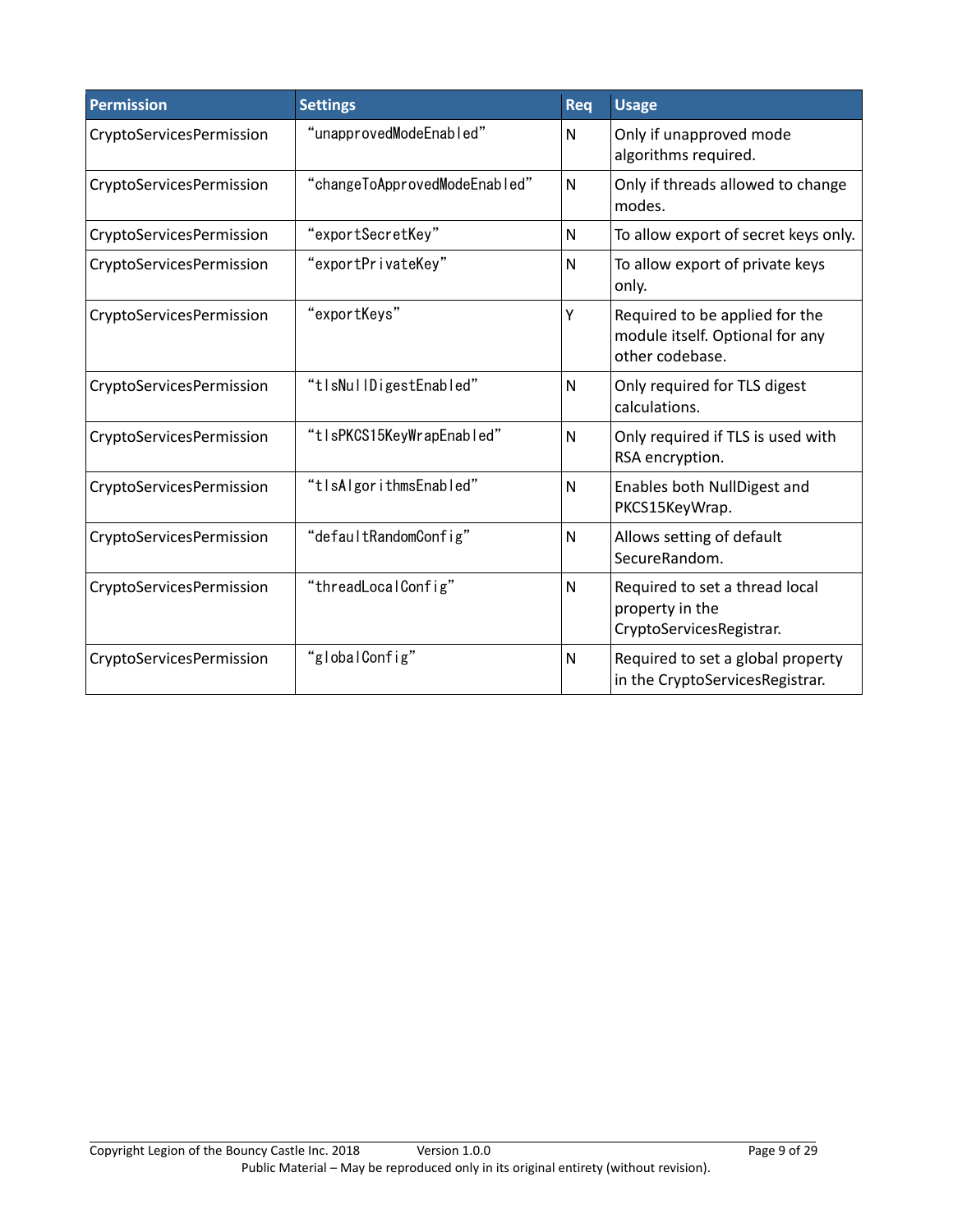| Permission | Settings | Req | Usage |
| --- | --- | --- | --- |
| CryptoServicesPermission | "unapprovedModeEnabled" | N | Only if unapproved mode algorithms required. |
| CryptoServicesPermission | "changeToApprovedModeEnabled" | N | Only if threads allowed to change modes. |
| CryptoServicesPermission | "exportSecretKey" | N | To allow export of secret keys only. |
| CryptoServicesPermission | "exportPrivateKey" | N | To allow export of private keys only. |
| CryptoServicesPermission | "exportKeys" | Y | Required to be applied for the module itself. Optional for any other codebase. |
| CryptoServicesPermission | "tlsNullDigestEnabled" | N | Only required for TLS digest calculations. |
| CryptoServicesPermission | "tlsPKCS15KeyWrapEnabled" | N | Only required if TLS is used with RSA encryption. |
| CryptoServicesPermission | "tlsAlgorithmsEnabled" | N | Enables both NullDigest and PKCS15KeyWrap. |
| CryptoServicesPermission | "defaultRandomConfig" | N | Allows setting of default SecureRandom. |
| CryptoServicesPermission | "threadLocalConfig" | N | Required to set a thread local property in the CryptoServicesRegistrar. |
| CryptoServicesPermission | "globalConfig" | N | Required to set a global property in the CryptoServicesRegistrar. |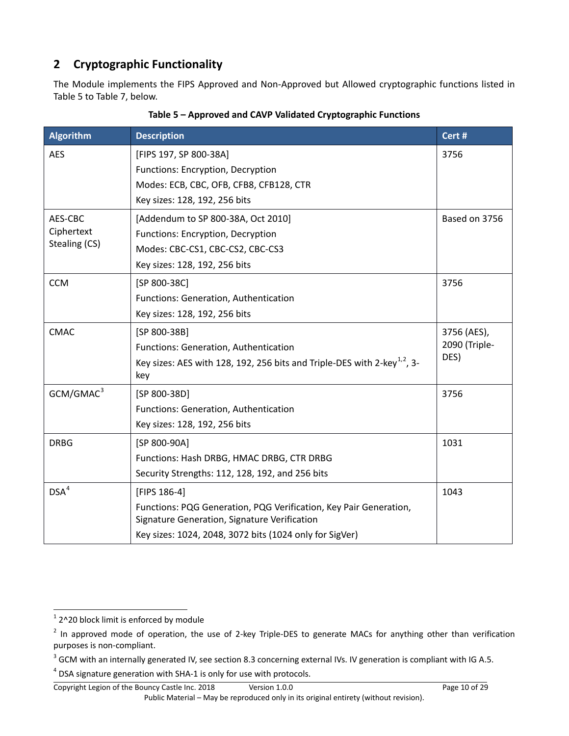## 2 Cryptographic Functionality

The Module implements the FIPS Approved and Non-Approved but Allowed cryptographic functions listed in Table 5 to Table 7, below.

**Table 5 – Approved and CAVP Validated Cryptographic Functions**

| Algorithm | Description | Cert # |
|---|---|---|
| AES | [FIPS 197, SP 800-38A]<br>Functions: Encryption, Decryption<br>Modes: ECB, CBC, OFB, CFB8, CFB128, CTR<br>Key sizes: 128, 192, 256 bits | 3756 |
| AES-CBC Ciphertext Stealing (CS) | [Addendum to SP 800-38A, Oct 2010]<br>Functions: Encryption, Decryption<br>Modes: CBC-CS1, CBC-CS2, CBC-CS3<br>Key sizes: 128, 192, 256 bits | Based on 3756 |
| CCM | [SP 800-38C]<br>Functions: Generation, Authentication<br>Key sizes: 128, 192, 256 bits | 3756 |
| CMAC | [SP 800-38B]<br>Functions: Generation, Authentication<br>Key sizes: AES with 128, 192, 256 bits and Triple-DES with 2-key[1,2], 3-key | 3756 (AES), 2090 (Triple-DES) |
| GCM/GMAC[3] | [SP 800-38D]<br>Functions: Generation, Authentication<br>Key sizes: 128, 192, 256 bits | 3756 |
| DRBG | [SP 800-90A]<br>Functions: Hash DRBG, HMAC DRBG, CTR DRBG<br>Security Strengths: 112, 128, 192, and 256 bits | 1031 |
| DSA[4] | [FIPS 186-4]<br>Functions: PQG Generation, PQG Verification, Key Pair Generation, Signature Generation, Signature Verification<br>Key sizes: 1024, 2048, 3072 bits (1024 only for SigVer) | 1043 |

[1] 2^20 block limit is enforced by module

[2] In approved mode of operation, the use of 2-key Triple-DES to generate MACs for anything other than verification purposes is non-compliant.

[3] GCM with an internally generated IV, see section 8.3 concerning external IVs. IV generation is compliant with IG A.5.

[4] DSA signature generation with SHA-1 is only for use with protocols.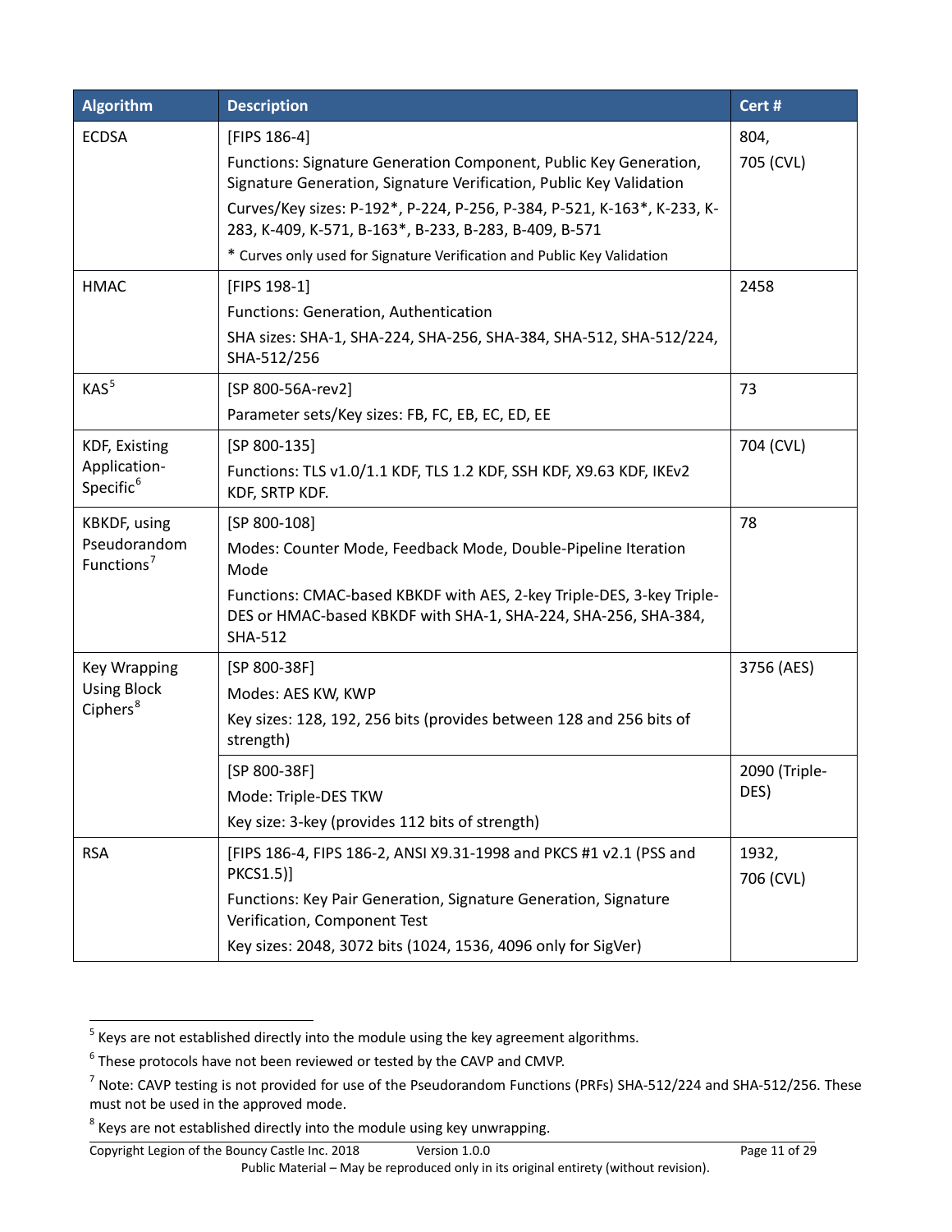| Algorithm | Description | Cert # |
|---|---|---|
| ECDSA | [FIPS 186-4]<br>Functions: Signature Generation Component, Public Key Generation, Signature Generation, Signature Verification, Public Key Validation<br>Curves/Key sizes: P-192*, P-224, P-256, P-384, P-521, K-163*, K-233, K-283, K-409, K-571, B-163*, B-233, B-283, B-409, B-571<br>* Curves only used for Signature Verification and Public Key Validation | 804,<br>705 (CVL) |
| HMAC | [FIPS 198-1]<br>Functions: Generation, Authentication<br>SHA sizes: SHA-1, SHA-224, SHA-256, SHA-384, SHA-512, SHA-512/224, SHA-512/256 | 2458 |
| KAS[5] | [SP 800-56A-rev2]<br>Parameter sets/Key sizes: FB, FC, EB, EC, ED, EE | 73 |
| KDF, Existing Application-Specific[6] | [SP 800-135]<br>Functions: TLS v1.0/1.1 KDF, TLS 1.2 KDF, SSH KDF, X9.63 KDF, IKEv2 KDF, SRTP KDF. | 704 (CVL) |
| KBKDF, using Pseudorandom Functions[7] | [SP 800-108]<br>Modes: Counter Mode, Feedback Mode, Double-Pipeline Iteration Mode<br>Functions: CMAC-based KBKDF with AES, 2-key Triple-DES, 3-key Triple-DES or HMAC-based KBKDF with SHA-1, SHA-224, SHA-256, SHA-384, SHA-512 | 78 |
| Key Wrapping Using Block Ciphers[8] | [SP 800-38F]<br>Modes: AES KW, KWP<br>Key sizes: 128, 192, 256 bits (provides between 128 and 256 bits of strength) | 3756 (AES) |
| | [SP 800-38F]<br>Mode: Triple-DES TKW<br>Key size: 3-key (provides 112 bits of strength) | 2090 (Triple-DES) |
| RSA | [FIPS 186-4, FIPS 186-2, ANSI X9.31-1998 and PKCS #1 v2.1 (PSS and PKCS1.5)]<br>Functions: Key Pair Generation, Signature Generation, Signature Verification, Component Test<br>Key sizes: 2048, 3072 bits (1024, 1536, 4096 only for SigVer) | 1932,<br>706 (CVL) |

[5] Keys are not established directly into the module using the key agreement algorithms.

[6] These protocols have not been reviewed or tested by the CAVP and CMVP.

[7] Note: CAVP testing is not provided for use of the Pseudorandom Functions (PRFs) SHA-512/224 and SHA-512/256. These must not be used in the approved mode.

[8] Keys are not established directly into the module using key unwrapping.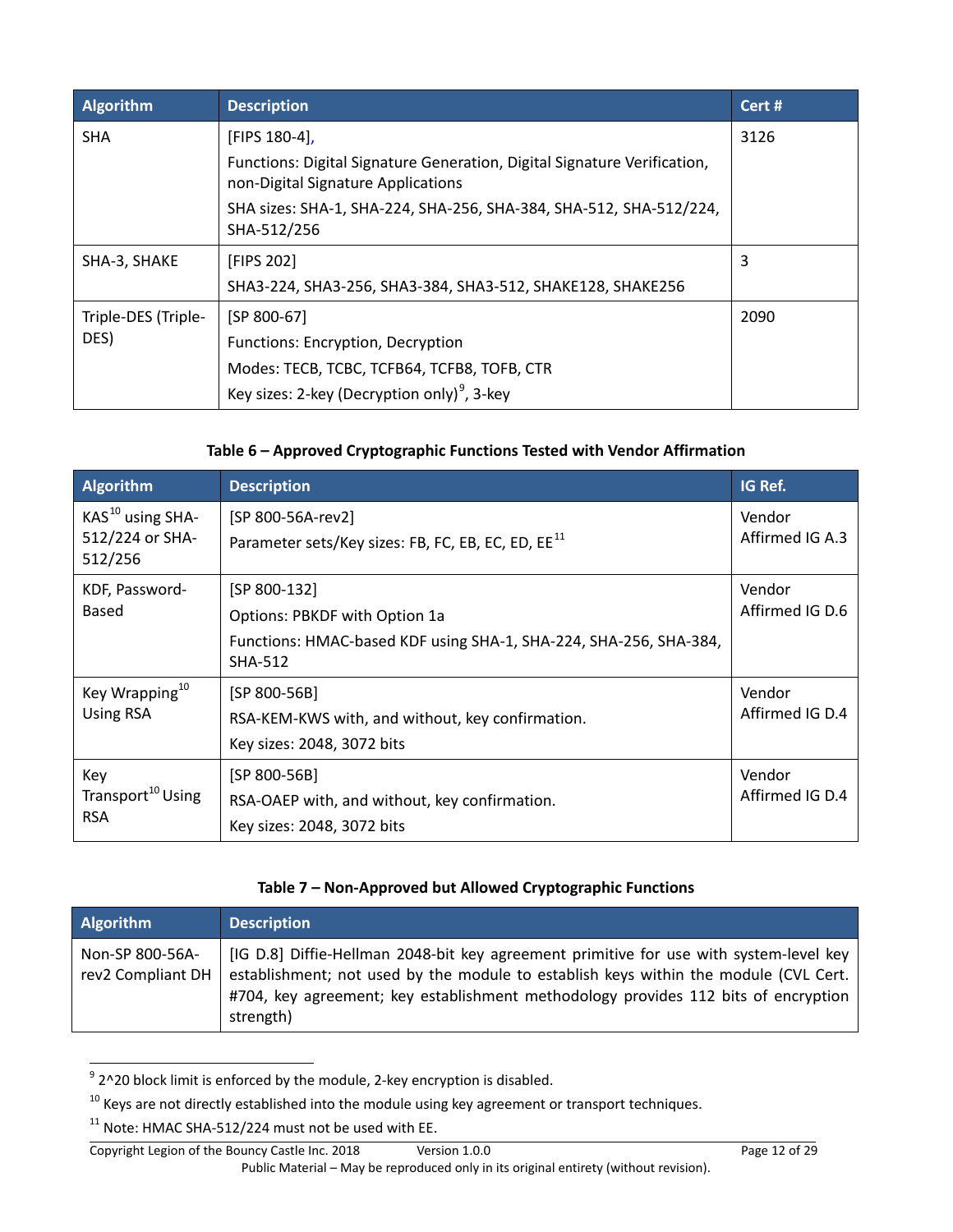| Algorithm | Description | Cert # |
|---|---|---|
| SHA | [FIPS 180-4], <br> Functions: Digital Signature Generation, Digital Signature Verification, non-Digital Signature Applications <br> SHA sizes: SHA-1, SHA-224, SHA-256, SHA-384, SHA-512, SHA-512/224, SHA-512/256 | 3126 |
| SHA-3, SHAKE | [FIPS 202] <br> SHA3-224, SHA3-256, SHA3-384, SHA3-512, SHAKE128, SHAKE256 | 3 |
| Triple-DES (Triple-DES) | [SP 800-67] <br> Functions: Encryption, Decryption <br> Modes: TECB, TCBC, TCFB64, TCFB8, TOFB, CTR <br> Key sizes: 2-key (Decryption only)[9], 3-key | 2090 |

**Table 6 – Approved Cryptographic Functions Tested with Vendor Affirmation**

| Algorithm | Description | IG Ref. |
|---|---|---|
| KAS[10] using SHA-512/224 or SHA-512/256 | [SP 800-56A-rev2] <br> Parameter sets/Key sizes: FB, FC, EB, EC, ED, EE[11] | Vendor Affirmed IG A.3 |
| KDF, Password-Based | [SP 800-132] <br> Options: PBKDF with Option 1a <br> Functions: HMAC-based KDF using SHA-1, SHA-224, SHA-256, SHA-384, SHA-512 | Vendor Affirmed IG D.6 |
| Key Wrapping[10] Using RSA | [SP 800-56B] <br> RSA-KEM-KWS with, and without, key confirmation. <br> Key sizes: 2048, 3072 bits | Vendor Affirmed IG D.4 |
| Key Transport[10] Using RSA | [SP 800-56B] <br> RSA-OAEP with, and without, key confirmation. <br> Key sizes: 2048, 3072 bits | Vendor Affirmed IG D.4 |

**Table 7 – Non-Approved but Allowed Cryptographic Functions**

| Algorithm | Description |
|---|---|
| Non-SP 800-56A-rev2 Compliant DH | [IG D.8] Diffie-Hellman 2048-bit key agreement primitive for use with system-level key establishment; not used by the module to establish keys within the module (CVL Cert. #704, key agreement; key establishment methodology provides 112 bits of encryption strength) |

[9] 2^20 block limit is enforced by the module, 2-key encryption is disabled.

[10] Keys are not directly established into the module using key agreement or transport techniques.

[11] Note: HMAC SHA-512/224 must not be used with EE.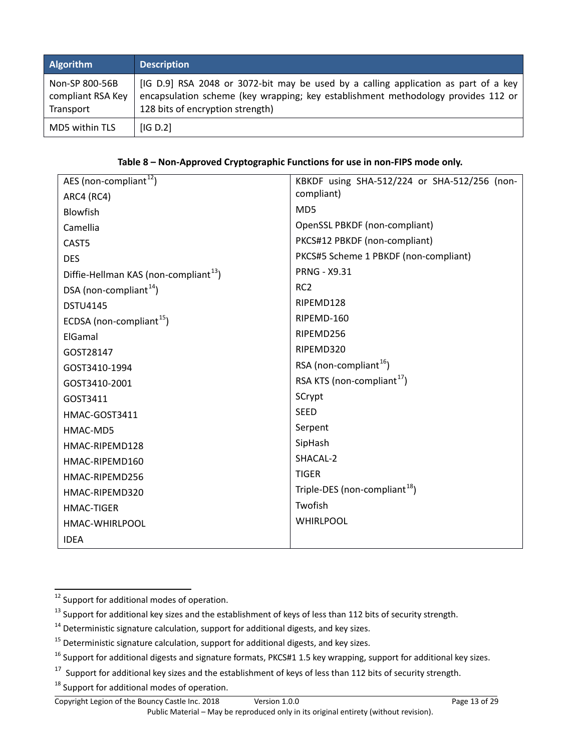| Algorithm | Description |
| --- | --- |
| Non-SP 800-56B compliant RSA Key Transport | [IG D.9] RSA 2048 or 3072-bit may be used by a calling application as part of a key encapsulation scheme (key wrapping; key establishment methodology provides 112 or 128 bits of encryption strength) |
| MD5 within TLS | [IG D.2] |

**Table 8 – Non-Approved Cryptographic Functions for use in non-FIPS mode only.**

| | |
| --- | --- |
| AES (non-compliant[12]) | KBKDF using SHA-512/224 or SHA-512/256 (non-compliant) |
| ARC4 (RC4) | MD5 |
| Blowfish | OpenSSL PBKDF (non-compliant) |
| Camellia | PKCS#12 PBKDF (non-compliant) |
| CAST5 | PKCS#5 Scheme 1 PBKDF (non-compliant) |
| DES | PRNG - X9.31 |
| Diffie-Hellman KAS (non-compliant[13]) | RC2 |
| DSA (non-compliant[14]) | RIPEMD128 |
| DSTU4145 | RIPEMD-160 |
| ECDSA (non-compliant[15]) | RIPEMD256 |
| ElGamal | RIPEMD320 |
| GOST28147 | RSA (non-compliant[16]) |
| GOST3410-1994 | RSA KTS (non-compliant[17]) |
| GOST3410-2001 | SCrypt |
| GOST3411 | SEED |
| HMAC-GOST3411 | Serpent |
| HMAC-MD5 | SipHash |
| HMAC-RIPEMD128 | SHACAL-2 |
| HMAC-RIPEMD160 | TIGER |
| HMAC-RIPEMD256 | Triple-DES (non-compliant[18]) |
| HMAC-RIPEMD320 | Twofish |
| HMAC-TIGER | WHIRLPOOL |
| HMAC-WHIRLPOOL | |
| IDEA | |

[12] Support for additional modes of operation.

[13] Support for additional key sizes and the establishment of keys of less than 112 bits of security strength.

[14] Deterministic signature calculation, support for additional digests, and key sizes.

[15] Deterministic signature calculation, support for additional digests, and key sizes.

[16] Support for additional digests and signature formats, PKCS#1 1.5 key wrapping, support for additional key sizes.

[17] Support for additional key sizes and the establishment of keys of less than 112 bits of security strength.

[18] Support for additional modes of operation.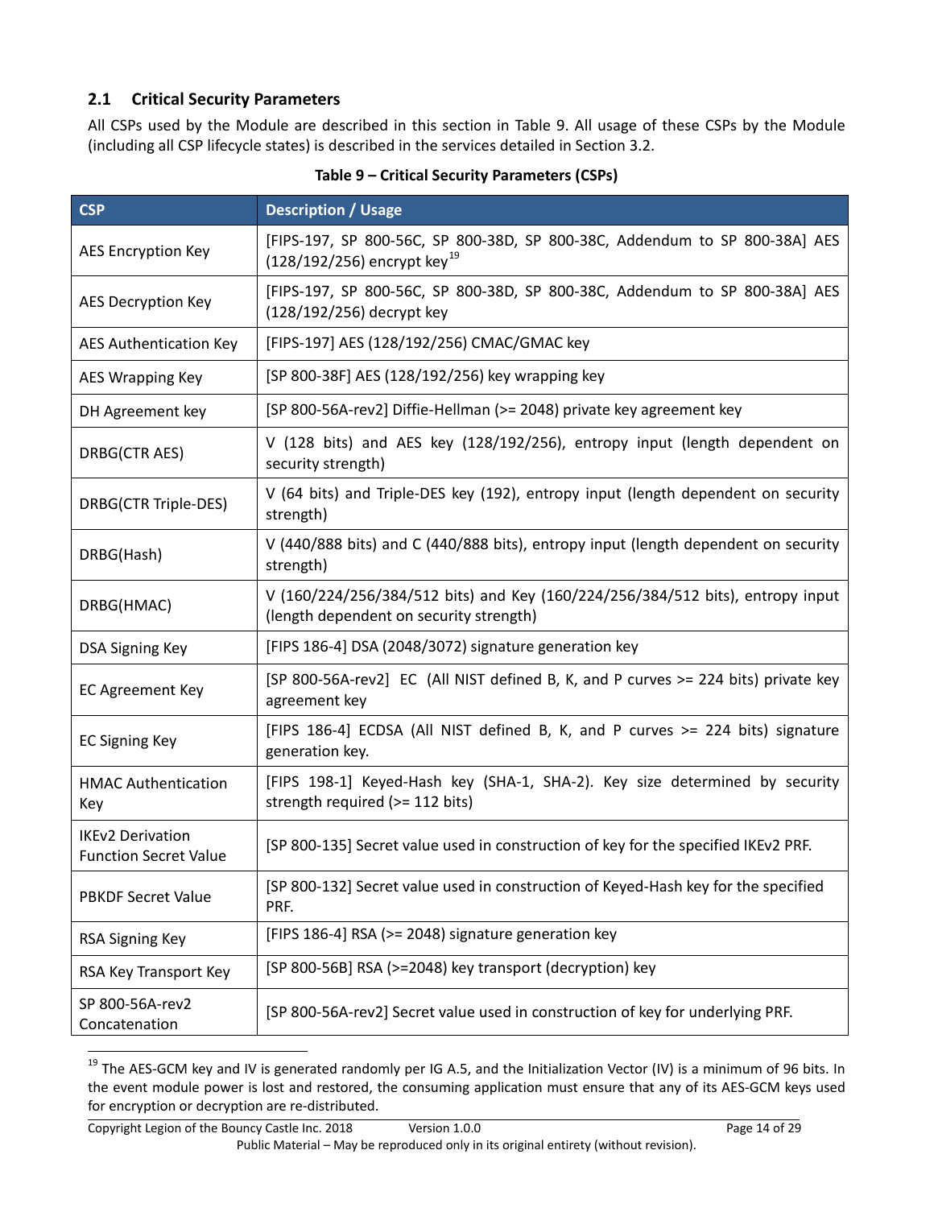## 2.1 Critical Security Parameters

All CSPs used by the Module are described in this section in Table 9. All usage of these CSPs by the Module (including all CSP lifecycle states) is described in the services detailed in Section 3.2.

**Table 9 – Critical Security Parameters (CSPs)**

| CSP | Description / Usage |
|---|---|
| AES Encryption Key | [FIPS-197, SP 800-56C, SP 800-38D, SP 800-38C, Addendum to SP 800-38A] AES (128/192/256) encrypt key[19] |
| AES Decryption Key | [FIPS-197, SP 800-56C, SP 800-38D, SP 800-38C, Addendum to SP 800-38A] AES (128/192/256) decrypt key |
| AES Authentication Key | [FIPS-197] AES (128/192/256) CMAC/GMAC key |
| AES Wrapping Key | [SP 800-38F] AES (128/192/256) key wrapping key |
| DH Agreement key | [SP 800-56A-rev2] Diffie-Hellman (>= 2048) private key agreement key |
| DRBG(CTR AES) | V (128 bits) and AES key (128/192/256), entropy input (length dependent on security strength) |
| DRBG(CTR Triple-DES) | V (64 bits) and Triple-DES key (192), entropy input (length dependent on security strength) |
| DRBG(Hash) | V (440/888 bits) and C (440/888 bits), entropy input (length dependent on security strength) |
| DRBG(HMAC) | V (160/224/256/384/512 bits) and Key (160/224/256/384/512 bits), entropy input (length dependent on security strength) |
| DSA Signing Key | [FIPS 186-4] DSA (2048/3072) signature generation key |
| EC Agreement Key | [SP 800-56A-rev2] EC (All NIST defined B, K, and P curves >= 224 bits) private key agreement key |
| EC Signing Key | [FIPS 186-4] ECDSA (All NIST defined B, K, and P curves >= 224 bits) signature generation key. |
| HMAC Authentication Key | [FIPS 198-1] Keyed-Hash key (SHA-1, SHA-2). Key size determined by security strength required (>= 112 bits) |
| IKEv2 Derivation Function Secret Value | [SP 800-135] Secret value used in construction of key for the specified IKEv2 PRF. |
| PBKDF Secret Value | [SP 800-132] Secret value used in construction of Keyed-Hash key for the specified PRF. |
| RSA Signing Key | [FIPS 186-4] RSA (>= 2048) signature generation key |
| RSA Key Transport Key | [SP 800-56B] RSA (>=2048) key transport (decryption) key |
| SP 800-56A-rev2 Concatenation | [SP 800-56A-rev2] Secret value used in construction of key for underlying PRF. |

[19] The AES-GCM key and IV is generated randomly per IG A.5, and the Initialization Vector (IV) is a minimum of 96 bits. In the event module power is lost and restored, the consuming application must ensure that any of its AES-GCM keys used for encryption or decryption are re-distributed.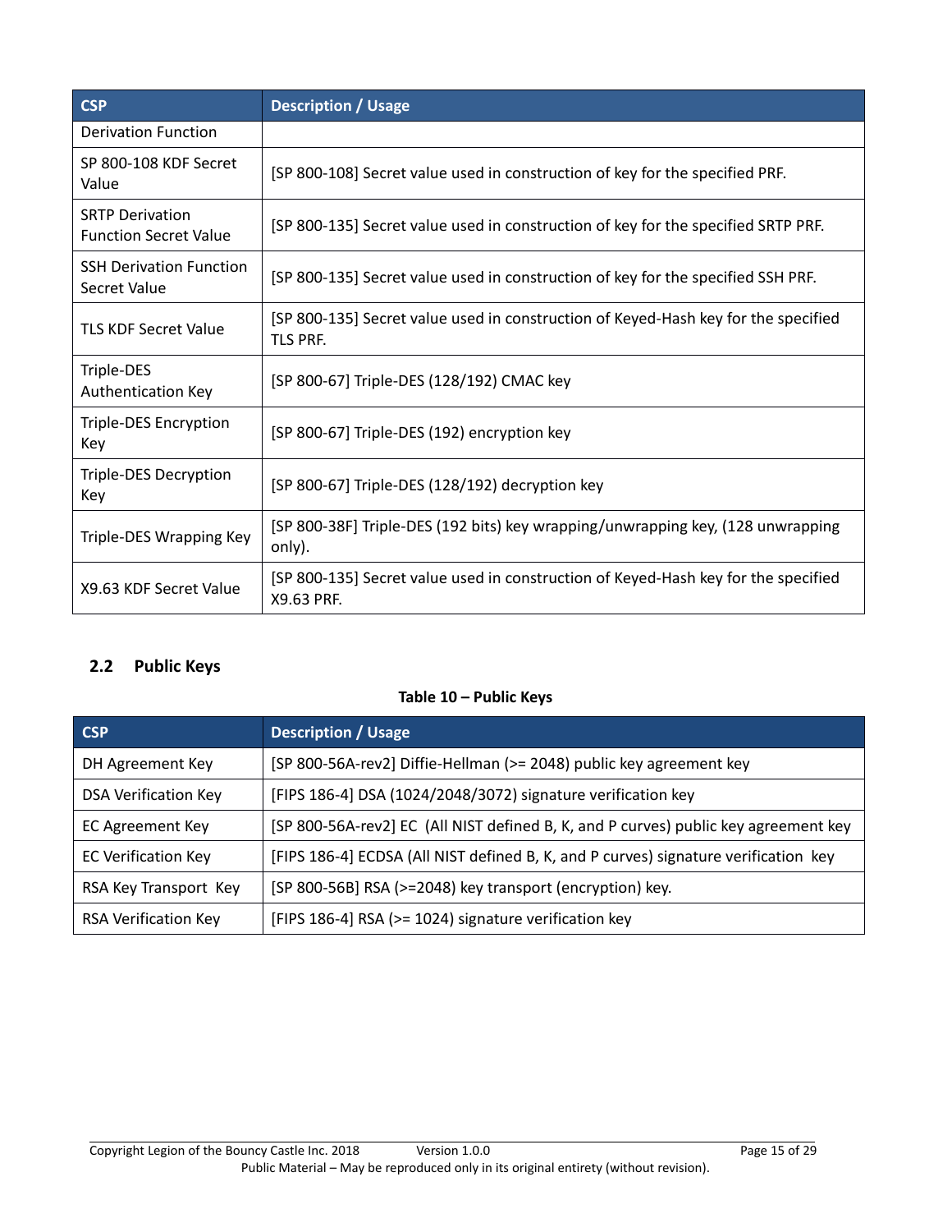| CSP | Description / Usage |
|---|---|
| Derivation Function | |
| SP 800-108 KDF Secret Value | [SP 800-108] Secret value used in construction of key for the specified PRF. |
| SRTP Derivation Function Secret Value | [SP 800-135] Secret value used in construction of key for the specified SRTP PRF. |
| SSH Derivation Function Secret Value | [SP 800-135] Secret value used in construction of key for the specified SSH PRF. |
| TLS KDF Secret Value | [SP 800-135] Secret value used in construction of Keyed-Hash key for the specified TLS PRF. |
| Triple-DES Authentication Key | [SP 800-67] Triple-DES (128/192) CMAC key |
| Triple-DES Encryption Key | [SP 800-67] Triple-DES (192) encryption key |
| Triple-DES Decryption Key | [SP 800-67] Triple-DES (128/192) decryption key |
| Triple-DES Wrapping Key | [SP 800-38F] Triple-DES (192 bits) key wrapping/unwrapping key, (128 unwrapping only). |
| X9.63 KDF Secret Value | [SP 800-135] Secret value used in construction of Keyed-Hash key for the specified X9.63 PRF. |

## 2.2 Public Keys

**Table 10 – Public Keys**

| CSP | Description / Usage |
|---|---|
| DH Agreement Key | [SP 800-56A-rev2] Diffie-Hellman (>= 2048) public key agreement key |
| DSA Verification Key | [FIPS 186-4] DSA (1024/2048/3072) signature verification key |
| EC Agreement Key | [SP 800-56A-rev2] EC (All NIST defined B, K, and P curves) public key agreement key |
| EC Verification Key | [FIPS 186-4] ECDSA (All NIST defined B, K, and P curves) signature verification key |
| RSA Key Transport Key | [SP 800-56B] RSA (>=2048) key transport (encryption) key. |
| RSA Verification Key | [FIPS 186-4] RSA (>= 1024) signature verification key |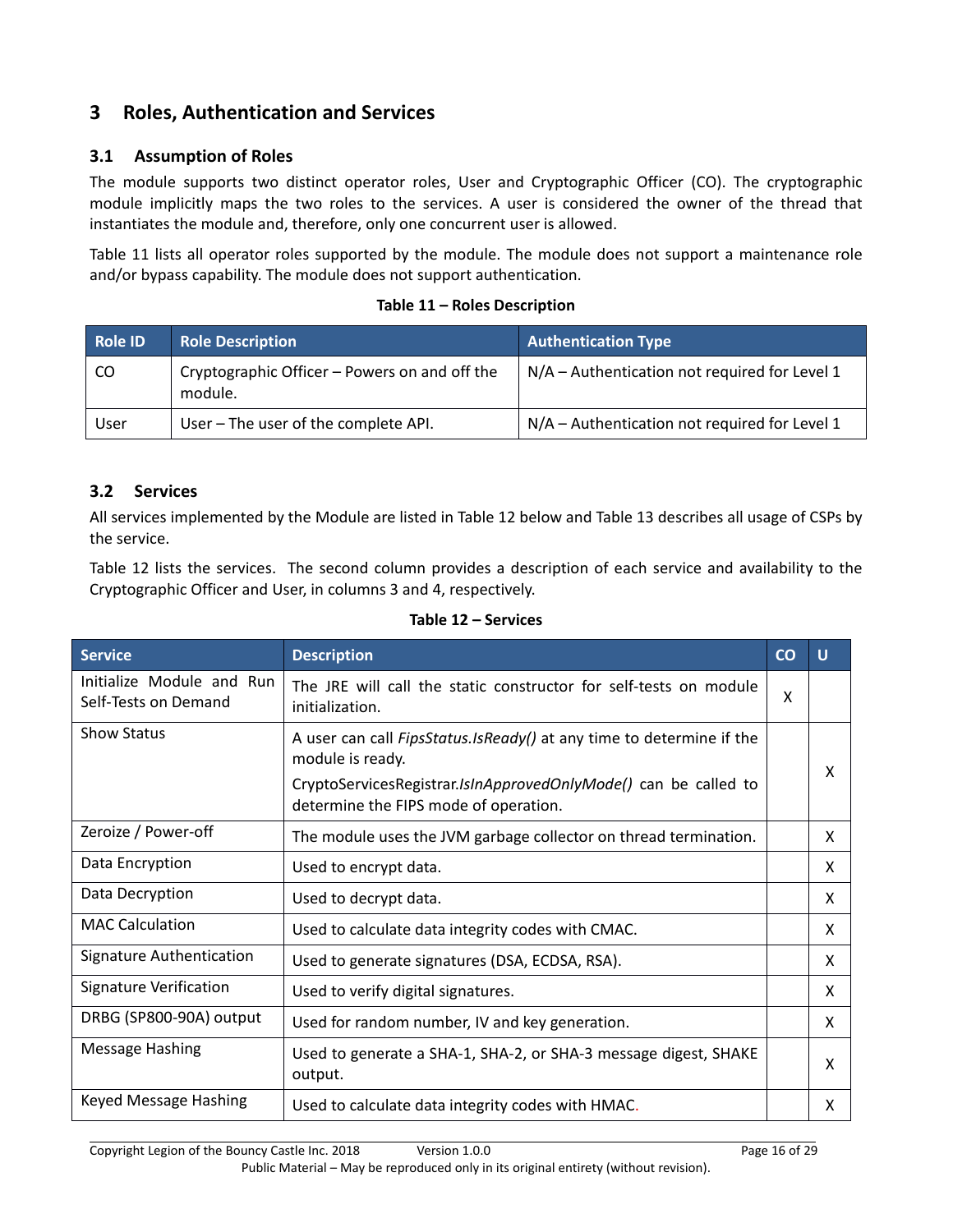# 3 Roles, Authentication and Services

## 3.1 Assumption of Roles

The module supports two distinct operator roles, User and Cryptographic Officer (CO). The cryptographic module implicitly maps the two roles to the services. A user is considered the owner of the thread that instantiates the module and, therefore, only one concurrent user is allowed.

Table 11 lists all operator roles supported by the module. The module does not support a maintenance role and/or bypass capability. The module does not support authentication.

**Table 11 – Roles Description**

| Role ID | Role Description | Authentication Type |
|---|---|---|
| CO | Cryptographic Officer – Powers on and off the module. | N/A – Authentication not required for Level 1 |
| User | User – The user of the complete API. | N/A – Authentication not required for Level 1 |

## 3.2 Services

All services implemented by the Module are listed in Table 12 below and Table 13 describes all usage of CSPs by the service.

Table 12 lists the services. The second column provides a description of each service and availability to the Cryptographic Officer and User, in columns 3 and 4, respectively.

**Table 12 – Services**

| Service | Description | CO | U |
|---|---|---|---|
| Initialize Module and Run Self-Tests on Demand | The JRE will call the static constructor for self-tests on module initialization. | X | |
| Show Status | A user can call *FipsStatus.IsReady()* at any time to determine if the module is ready.<br>CryptoServicesRegistrar.*IsInApprovedOnlyMode()* can be called to determine the FIPS mode of operation. | | X |
| Zeroize / Power-off | The module uses the JVM garbage collector on thread termination. | | X |
| Data Encryption | Used to encrypt data. | | X |
| Data Decryption | Used to decrypt data. | | X |
| MAC Calculation | Used to calculate data integrity codes with CMAC. | | X |
| Signature Authentication | Used to generate signatures (DSA, ECDSA, RSA). | | X |
| Signature Verification | Used to verify digital signatures. | | X |
| DRBG (SP800-90A) output | Used for random number, IV and key generation. | | X |
| Message Hashing | Used to generate a SHA-1, SHA-2, or SHA-3 message digest, SHAKE output. | | X |
| Keyed Message Hashing | Used to calculate data integrity codes with HMAC. | | X |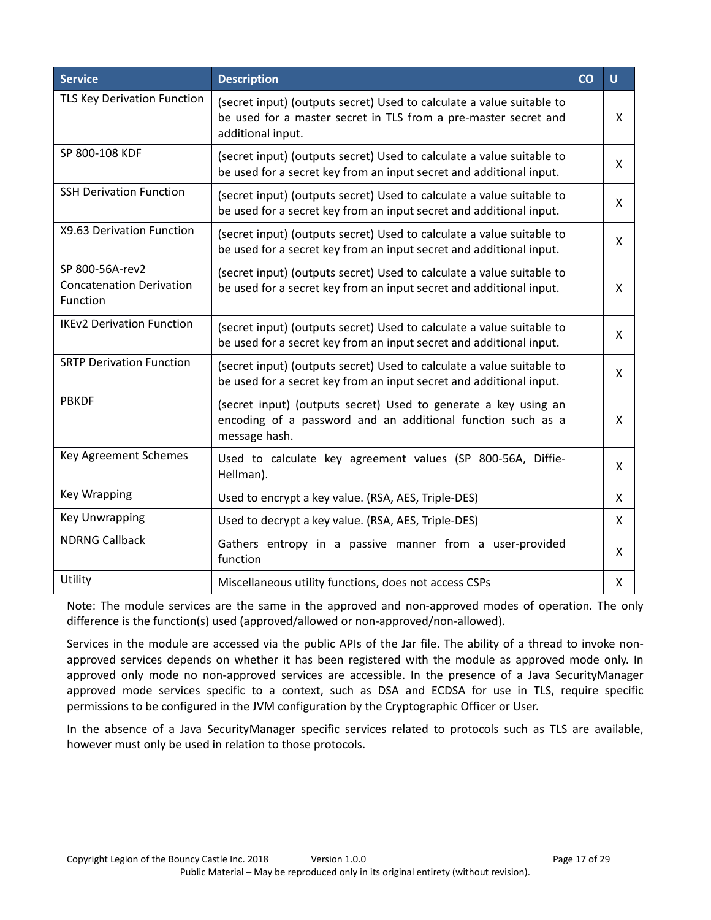| Service | Description | CO | U |
|---|---|---|---|
| TLS Key Derivation Function | (secret input) (outputs secret) Used to calculate a value suitable to be used for a master secret in TLS from a pre-master secret and additional input. | | X |
| SP 800-108 KDF | (secret input) (outputs secret) Used to calculate a value suitable to be used for a secret key from an input secret and additional input. | | X |
| SSH Derivation Function | (secret input) (outputs secret) Used to calculate a value suitable to be used for a secret key from an input secret and additional input. | | X |
| X9.63 Derivation Function | (secret input) (outputs secret) Used to calculate a value suitable to be used for a secret key from an input secret and additional input. | | X |
| SP 800-56A-rev2 Concatenation Derivation Function | (secret input) (outputs secret) Used to calculate a value suitable to be used for a secret key from an input secret and additional input. | | X |
| IKEv2 Derivation Function | (secret input) (outputs secret) Used to calculate a value suitable to be used for a secret key from an input secret and additional input. | | X |
| SRTP Derivation Function | (secret input) (outputs secret) Used to calculate a value suitable to be used for a secret key from an input secret and additional input. | | X |
| PBKDF | (secret input) (outputs secret) Used to generate a key using an encoding of a password and an additional function such as a message hash. | | X |
| Key Agreement Schemes | Used to calculate key agreement values (SP 800-56A, Diffie-Hellman). | | X |
| Key Wrapping | Used to encrypt a key value. (RSA, AES, Triple-DES) | | X |
| Key Unwrapping | Used to decrypt a key value. (RSA, AES, Triple-DES) | | X |
| NDRNG Callback | Gathers entropy in a passive manner from a user-provided function | | X |
| Utility | Miscellaneous utility functions, does not access CSPs | | X |

Note: The module services are the same in the approved and non-approved modes of operation. The only difference is the function(s) used (approved/allowed or non-approved/non-allowed).

Services in the module are accessed via the public APIs of the Jar file. The ability of a thread to invoke non-approved services depends on whether it has been registered with the module as approved mode only. In approved only mode no non-approved services are accessible. In the presence of a Java SecurityManager approved mode services specific to a context, such as DSA and ECDSA for use in TLS, require specific permissions to be configured in the JVM configuration by the Cryptographic Officer or User.

In the absence of a Java SecurityManager specific services related to protocols such as TLS are available, however must only be used in relation to those protocols.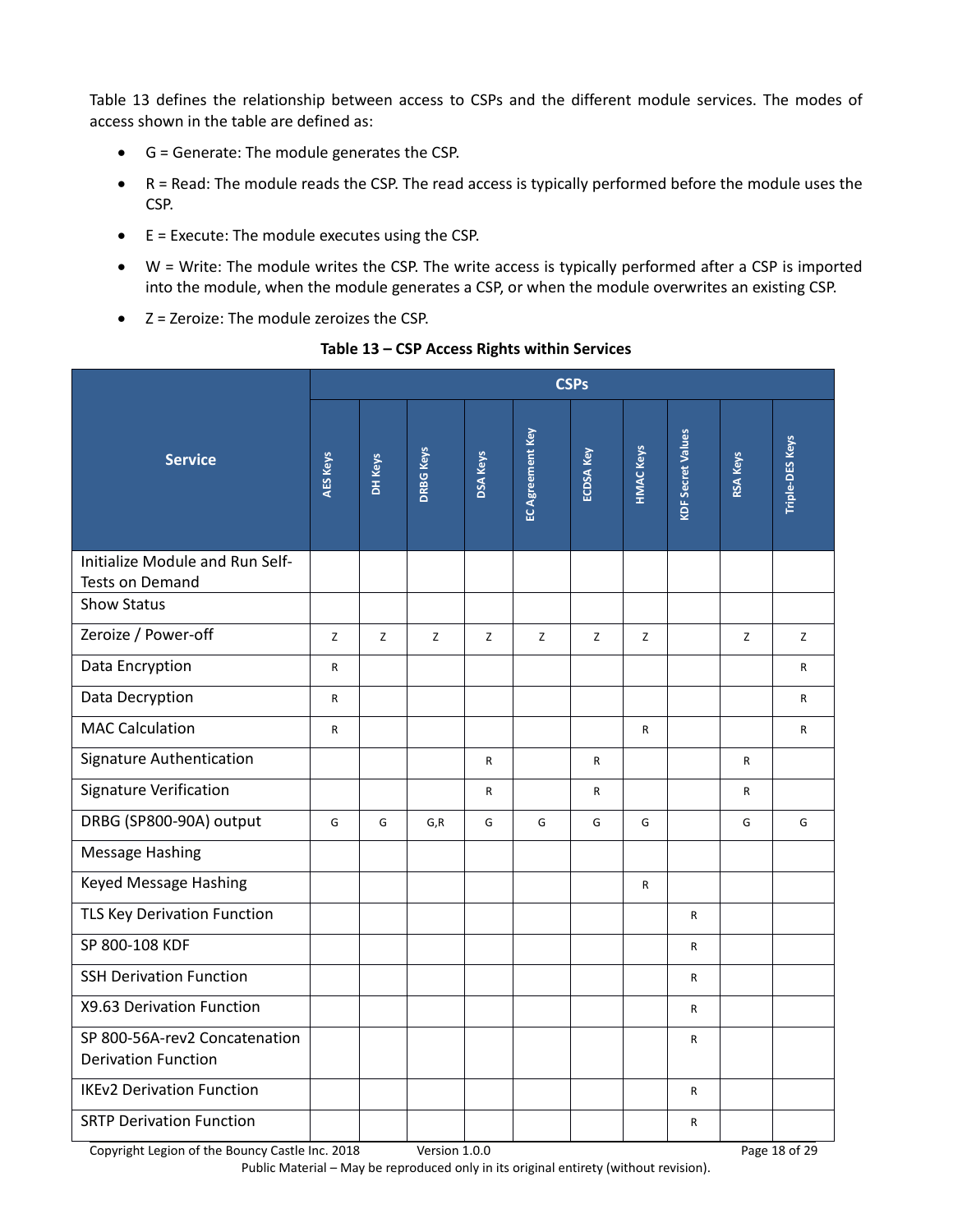Table 13 defines the relationship between access to CSPs and the different module services. The modes of access shown in the table are defined as:

- G = Generate: The module generates the CSP.
- R = Read: The module reads the CSP. The read access is typically performed before the module uses the CSP.
- E = Execute: The module executes using the CSP.
- W = Write: The module writes the CSP. The write access is typically performed after a CSP is imported into the module, when the module generates a CSP, or when the module overwrites an existing CSP.
- Z = Zeroize: The module zeroizes the CSP.

**Table 13 – CSP Access Rights within Services**

| Service | CSPs | | | | | | | | | |
|---|---|---|---|---|---|---|---|---|---|---|
| | AES Keys | DH Keys | DRBG Keys | DSA Keys | EC Agreement Key | ECDSA Key | HMAC Keys | KDF Secret Values | RSA Keys | Triple-DES Keys |
| Initialize Module and Run Self-Tests on Demand | | | | | | | | | | |
| Show Status | | | | | | | | | | |
| Zeroize / Power-off | Z | Z | Z | Z | Z | Z | Z | | Z | Z |
| Data Encryption | R | | | | | | | | | R |
| Data Decryption | R | | | | | | | | | R |
| MAC Calculation | R | | | | | | R | | | R |
| Signature Authentication | | | | R | | R | | | R | |
| Signature Verification | | | | R | | R | | | R | |
| DRBG (SP800-90A) output | G | G | G,R | G | G | G | G | | G | G |
| Message Hashing | | | | | | | | | | |
| Keyed Message Hashing | | | | | | | R | | | |
| TLS Key Derivation Function | | | | | | | | R | | |
| SP 800-108 KDF | | | | | | | | R | | |
| SSH Derivation Function | | | | | | | | R | | |
| X9.63 Derivation Function | | | | | | | | R | | |
| SP 800-56A-rev2 Concatenation Derivation Function | | | | | | | | R | | |
| IKEv2 Derivation Function | | | | | | | | R | | |
| SRTP Derivation Function | | | | | | | | R | | |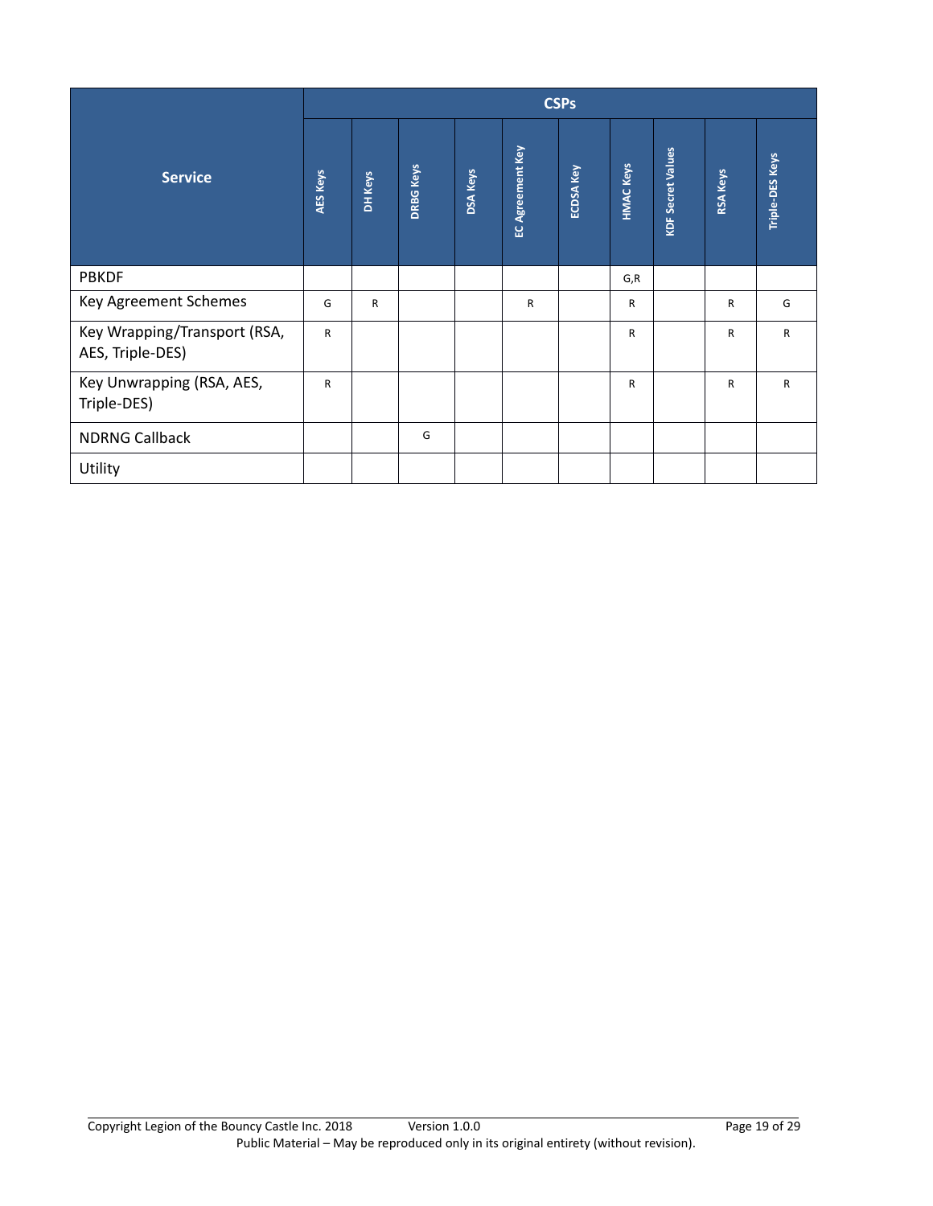| Service | CSPs | | | | | | | | | |
|---|---|---|---|---|---|---|---|---|---|---|
| | AES Keys | DH Keys | DRBG Keys | DSA Keys | EC Agreement Key | ECDSA Key | HMAC Keys | KDF Secret Values | RSA Keys | Triple-DES Keys |
| PBKDF | | | | | | | G,R | | | |
| Key Agreement Schemes | G | R | | | R | | R | | R | G |
| Key Wrapping/Transport (RSA, AES, Triple-DES) | R | | | | | | R | | R | R |
| Key Unwrapping (RSA, AES, Triple-DES) | R | | | | | | R | | R | R |
| NDRNG Callback | | | G | | | | | | | |
| Utility | | | | | | | | | | |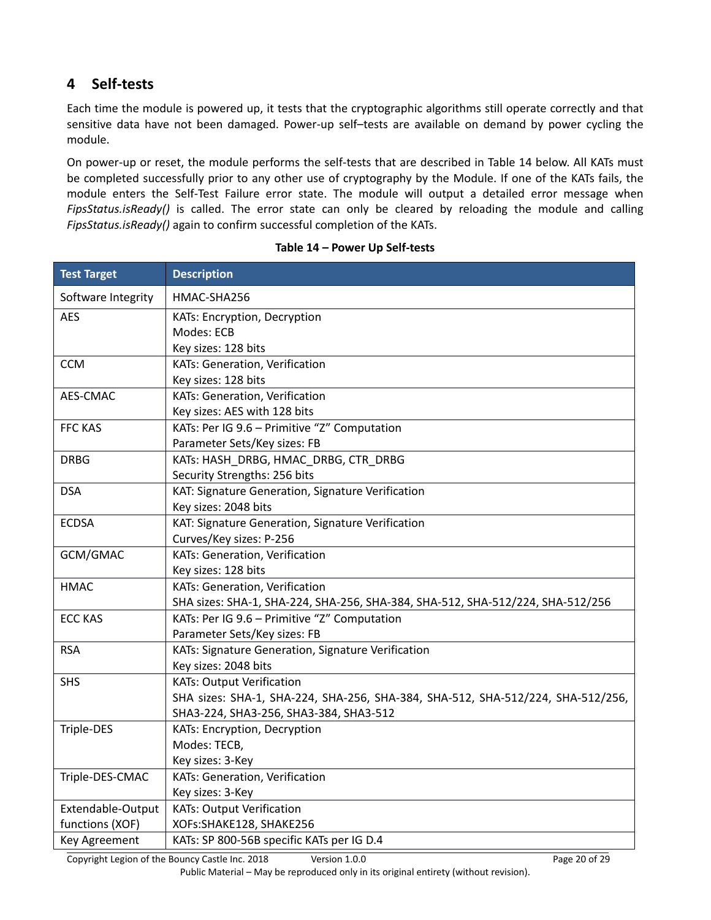## 4 Self-tests

Each time the module is powered up, it tests that the cryptographic algorithms still operate correctly and that sensitive data have not been damaged. Power-up self–tests are available on demand by power cycling the module.

On power-up or reset, the module performs the self-tests that are described in Table 14 below. All KATs must be completed successfully prior to any other use of cryptography by the Module. If one of the KATs fails, the module enters the Self-Test Failure error state. The module will output a detailed error message when *FipsStatus.isReady()* is called. The error state can only be cleared by reloading the module and calling *FipsStatus.isReady()* again to confirm successful completion of the KATs.

**Table 14 – Power Up Self-tests**

| Test Target | Description |
|---|---|
| Software Integrity | HMAC-SHA256 |
| AES | KATs: Encryption, Decryption<br>Modes: ECB<br>Key sizes: 128 bits |
| CCM | KATs: Generation, Verification<br>Key sizes: 128 bits |
| AES-CMAC | KATs: Generation, Verification<br>Key sizes: AES with 128 bits |
| FFC KAS | KATs: Per IG 9.6 – Primitive “Z” Computation<br>Parameter Sets/Key sizes: FB |
| DRBG | KATs: HASH_DRBG, HMAC_DRBG, CTR_DRBG<br>Security Strengths: 256 bits |
| DSA | KAT: Signature Generation, Signature Verification<br>Key sizes: 2048 bits |
| ECDSA | KAT: Signature Generation, Signature Verification<br>Curves/Key sizes: P-256 |
| GCM/GMAC | KATs: Generation, Verification<br>Key sizes: 128 bits |
| HMAC | KATs: Generation, Verification<br>SHA sizes: SHA-1, SHA-224, SHA-256, SHA-384, SHA-512, SHA-512/224, SHA-512/256 |
| ECC KAS | KATs: Per IG 9.6 – Primitive “Z” Computation<br>Parameter Sets/Key sizes: FB |
| RSA | KATs: Signature Generation, Signature Verification<br>Key sizes: 2048 bits |
| SHS | KATs: Output Verification<br>SHA sizes: SHA-1, SHA-224, SHA-256, SHA-384, SHA-512, SHA-512/224, SHA-512/256, SHA3-224, SHA3-256, SHA3-384, SHA3-512 |
| Triple-DES | KATs: Encryption, Decryption<br>Modes: TECB,<br>Key sizes: 3-Key |
| Triple-DES-CMAC | KATs: Generation, Verification<br>Key sizes: 3-Key |
| Extendable-Output functions (XOF) | KATs: Output Verification<br>XOFs:SHAKE128, SHAKE256 |
| Key Agreement | KATs: SP 800-56B specific KATs per IG D.4 |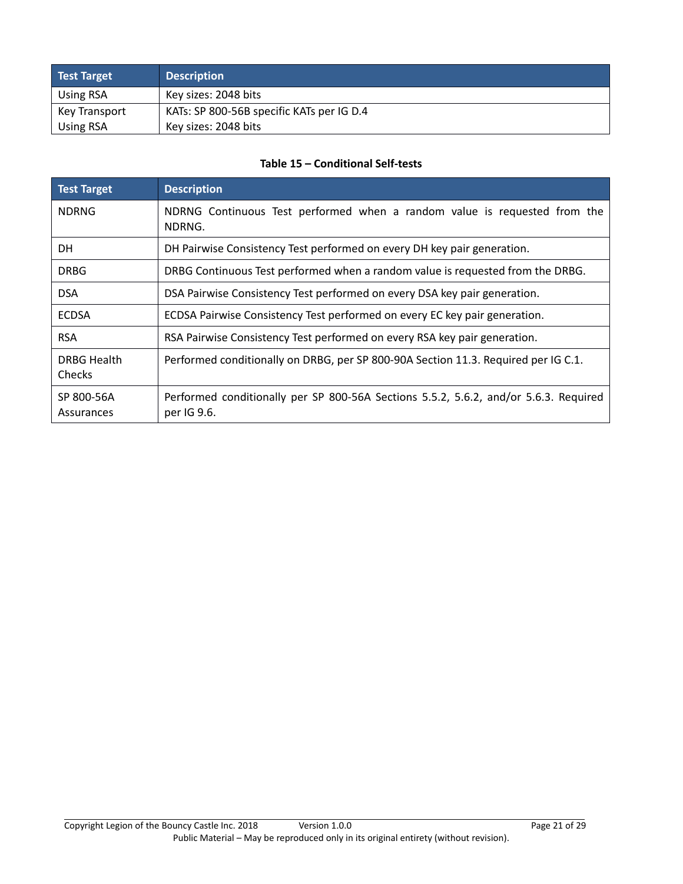| Test Target | Description |
|---|---|
| Using RSA | Key sizes: 2048 bits |
| Key Transport Using RSA | KATs: SP 800-56B specific KATs per IG D.4<br>Key sizes: 2048 bits |

**Table 15 – Conditional Self-tests**

| Test Target | Description |
|---|---|
| NDRNG | NDRNG Continuous Test performed when a random value is requested from the NDRNG. |
| DH | DH Pairwise Consistency Test performed on every DH key pair generation. |
| DRBG | DRBG Continuous Test performed when a random value is requested from the DRBG. |
| DSA | DSA Pairwise Consistency Test performed on every DSA key pair generation. |
| ECDSA | ECDSA Pairwise Consistency Test performed on every EC key pair generation. |
| RSA | RSA Pairwise Consistency Test performed on every RSA key pair generation. |
| DRBG Health Checks | Performed conditionally on DRBG, per SP 800-90A Section 11.3. Required per IG C.1. |
| SP 800-56A Assurances | Performed conditionally per SP 800-56A Sections 5.5.2, 5.6.2, and/or 5.6.3. Required per IG 9.6. |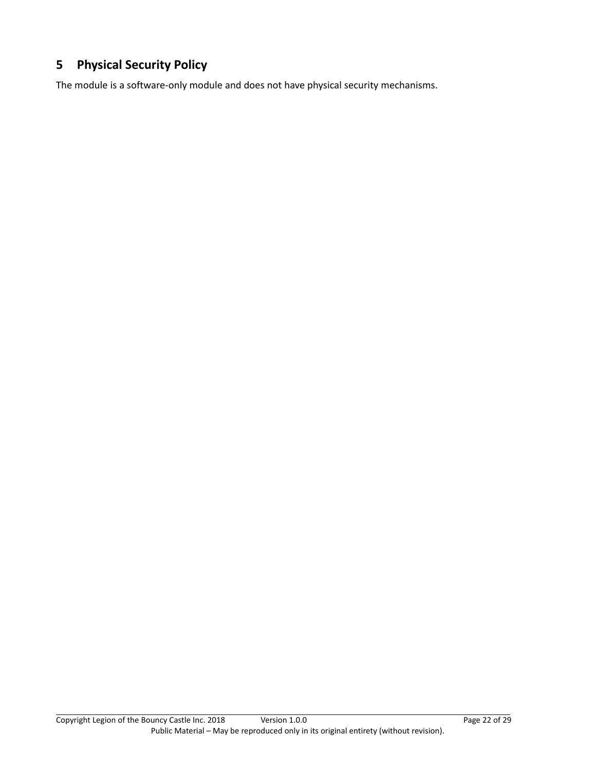# 5 Physical Security Policy

The module is a software-only module and does not have physical security mechanisms.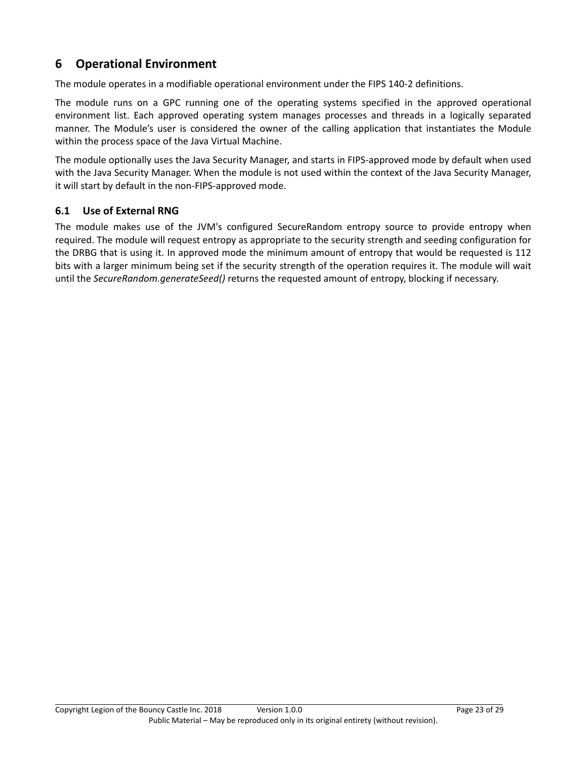# 6 Operational Environment

The module operates in a modifiable operational environment under the FIPS 140-2 definitions.

The module runs on a GPC running one of the operating systems specified in the approved operational environment list. Each approved operating system manages processes and threads in a logically separated manner. The Module's user is considered the owner of the calling application that instantiates the Module within the process space of the Java Virtual Machine.

The module optionally uses the Java Security Manager, and starts in FIPS-approved mode by default when used with the Java Security Manager. When the module is not used within the context of the Java Security Manager, it will start by default in the non-FIPS-approved mode.

## 6.1 Use of External RNG

The module makes use of the JVM's configured SecureRandom entropy source to provide entropy when required. The module will request entropy as appropriate to the security strength and seeding configuration for the DRBG that is using it. In approved mode the minimum amount of entropy that would be requested is 112 bits with a larger minimum being set if the security strength of the operation requires it. The module will wait until the *SecureRandom.generateSeed()* returns the requested amount of entropy, blocking if necessary.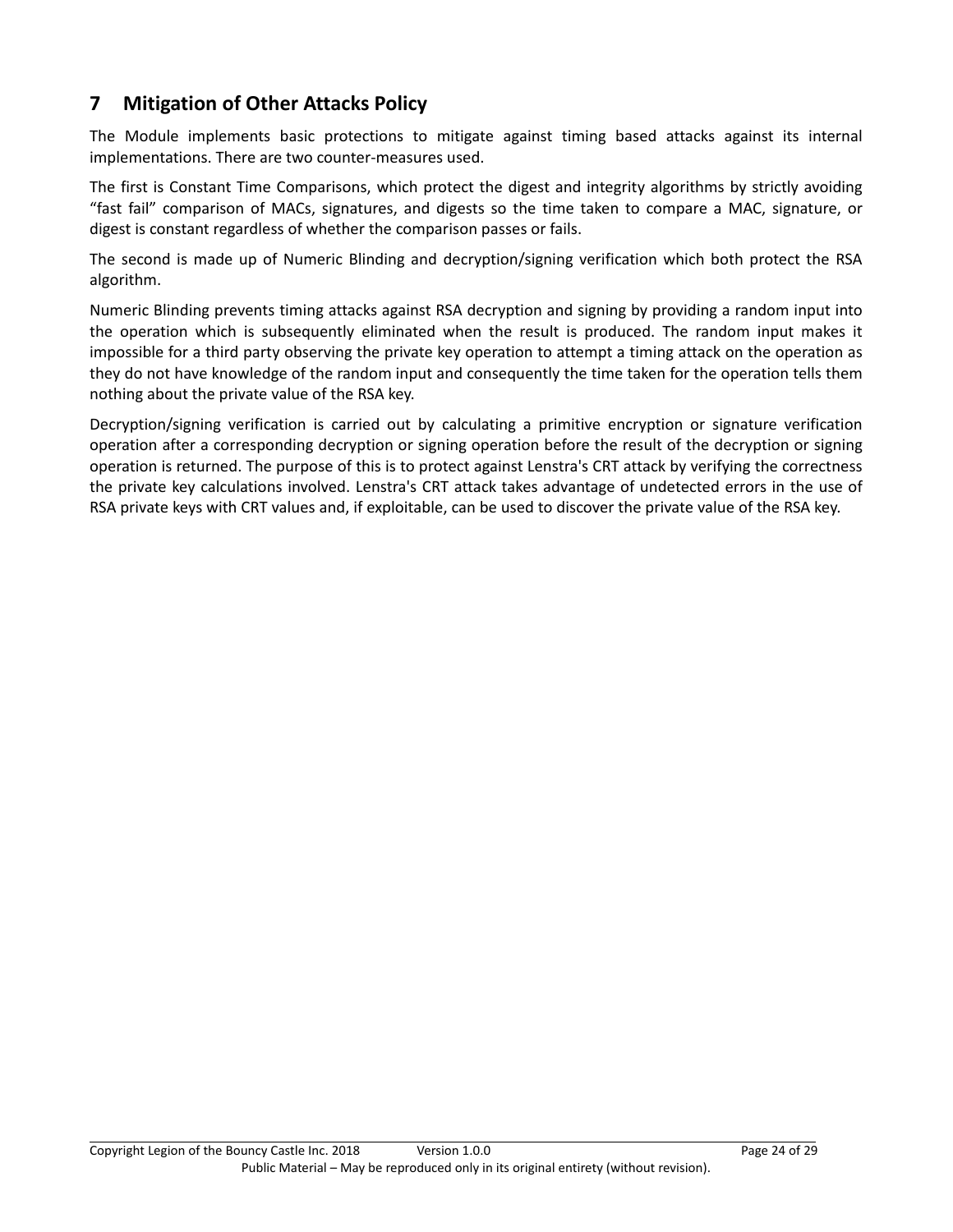## 7 Mitigation of Other Attacks Policy

The Module implements basic protections to mitigate against timing based attacks against its internal implementations. There are two counter-measures used.

The first is Constant Time Comparisons, which protect the digest and integrity algorithms by strictly avoiding "fast fail" comparison of MACs, signatures, and digests so the time taken to compare a MAC, signature, or digest is constant regardless of whether the comparison passes or fails.

The second is made up of Numeric Blinding and decryption/signing verification which both protect the RSA algorithm.

Numeric Blinding prevents timing attacks against RSA decryption and signing by providing a random input into the operation which is subsequently eliminated when the result is produced. The random input makes it impossible for a third party observing the private key operation to attempt a timing attack on the operation as they do not have knowledge of the random input and consequently the time taken for the operation tells them nothing about the private value of the RSA key.

Decryption/signing verification is carried out by calculating a primitive encryption or signature verification operation after a corresponding decryption or signing operation before the result of the decryption or signing operation is returned. The purpose of this is to protect against Lenstra's CRT attack by verifying the correctness the private key calculations involved. Lenstra's CRT attack takes advantage of undetected errors in the use of RSA private keys with CRT values and, if exploitable, can be used to discover the private value of the RSA key.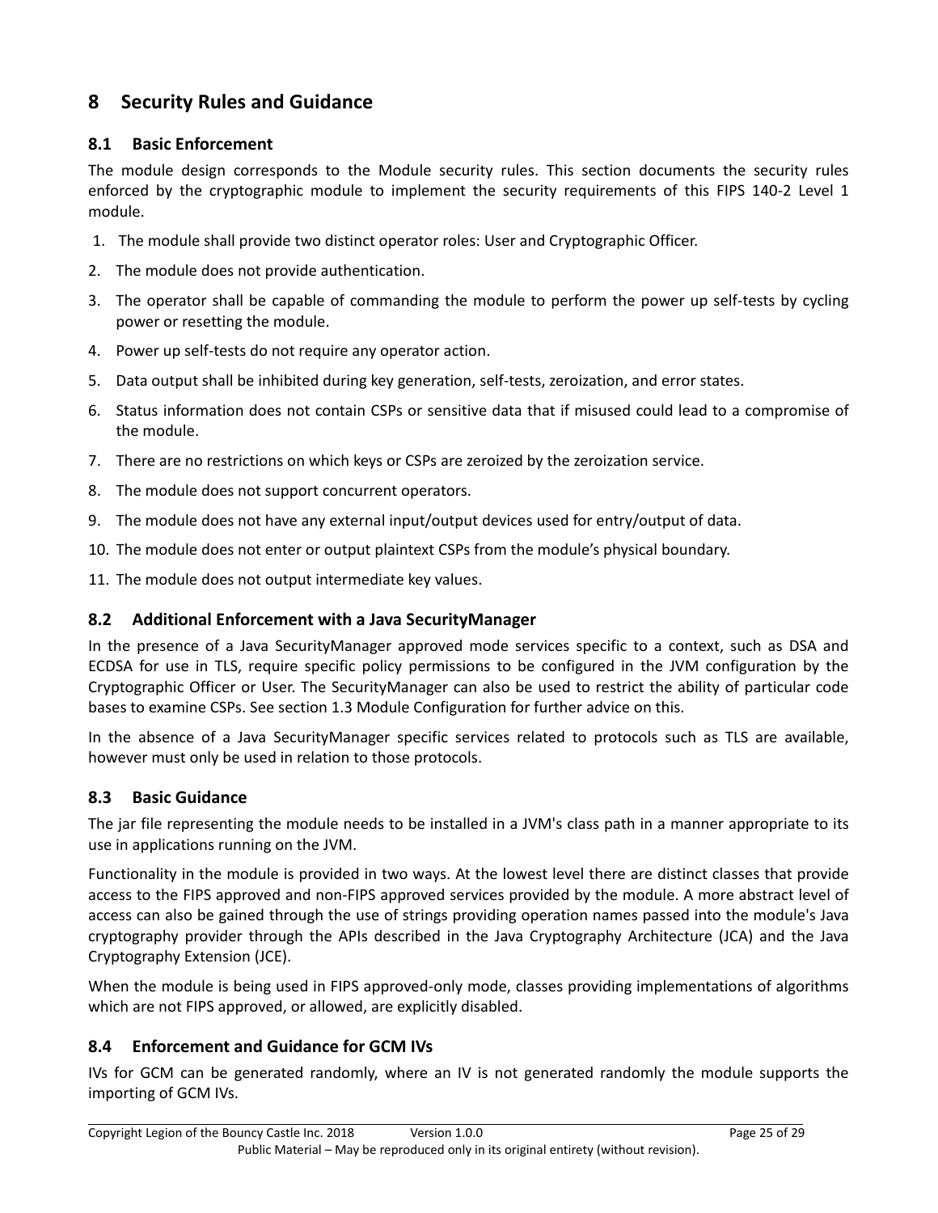# 8 Security Rules and Guidance

## 8.1 Basic Enforcement

The module design corresponds to the Module security rules. This section documents the security rules enforced by the cryptographic module to implement the security requirements of this FIPS 140-2 Level 1 module.

1. The module shall provide two distinct operator roles: User and Cryptographic Officer.
2. The module does not provide authentication.
3. The operator shall be capable of commanding the module to perform the power up self-tests by cycling power or resetting the module.
4. Power up self-tests do not require any operator action.
5. Data output shall be inhibited during key generation, self-tests, zeroization, and error states.
6. Status information does not contain CSPs or sensitive data that if misused could lead to a compromise of the module.
7. There are no restrictions on which keys or CSPs are zeroized by the zeroization service.
8. The module does not support concurrent operators.
9. The module does not have any external input/output devices used for entry/output of data.
10. The module does not enter or output plaintext CSPs from the module's physical boundary.
11. The module does not output intermediate key values.

## 8.2 Additional Enforcement with a Java SecurityManager

In the presence of a Java SecurityManager approved mode services specific to a context, such as DSA and ECDSA for use in TLS, require specific policy permissions to be configured in the JVM configuration by the Cryptographic Officer or User. The SecurityManager can also be used to restrict the ability of particular code bases to examine CSPs. See section 1.3 Module Configuration for further advice on this.

In the absence of a Java SecurityManager specific services related to protocols such as TLS are available, however must only be used in relation to those protocols.

## 8.3 Basic Guidance

The jar file representing the module needs to be installed in a JVM's class path in a manner appropriate to its use in applications running on the JVM.

Functionality in the module is provided in two ways. At the lowest level there are distinct classes that provide access to the FIPS approved and non-FIPS approved services provided by the module. A more abstract level of access can also be gained through the use of strings providing operation names passed into the module's Java cryptography provider through the APIs described in the Java Cryptography Architecture (JCA) and the Java Cryptography Extension (JCE).

When the module is being used in FIPS approved-only mode, classes providing implementations of algorithms which are not FIPS approved, or allowed, are explicitly disabled.

## 8.4 Enforcement and Guidance for GCM IVs

IVs for GCM can be generated randomly, where an IV is not generated randomly the module supports the importing of GCM IVs.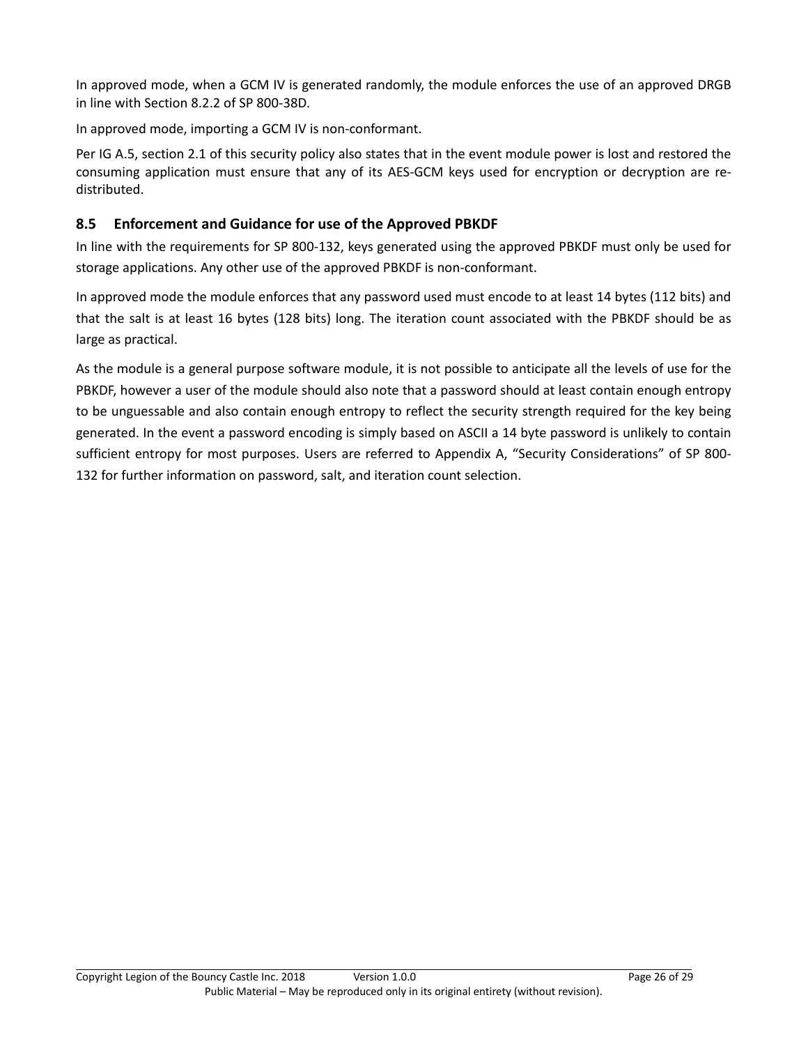In approved mode, when a GCM IV is generated randomly, the module enforces the use of an approved DRGB in line with Section 8.2.2 of SP 800-38D.

In approved mode, importing a GCM IV is non-conformant.

Per IG A.5, section 2.1 of this security policy also states that in the event module power is lost and restored the consuming application must ensure that any of its AES-GCM keys used for encryption or decryption are re-distributed.

## 8.5 Enforcement and Guidance for use of the Approved PBKDF

In line with the requirements for SP 800-132, keys generated using the approved PBKDF must only be used for storage applications. Any other use of the approved PBKDF is non-conformant.

In approved mode the module enforces that any password used must encode to at least 14 bytes (112 bits) and that the salt is at least 16 bytes (128 bits) long. The iteration count associated with the PBKDF should be as large as practical.

As the module is a general purpose software module, it is not possible to anticipate all the levels of use for the PBKDF, however a user of the module should also note that a password should at least contain enough entropy to be unguessable and also contain enough entropy to reflect the security strength required for the key being generated. In the event a password encoding is simply based on ASCII a 14 byte password is unlikely to contain sufficient entropy for most purposes. Users are referred to Appendix A, "Security Considerations" of SP 800-132 for further information on password, salt, and iteration count selection.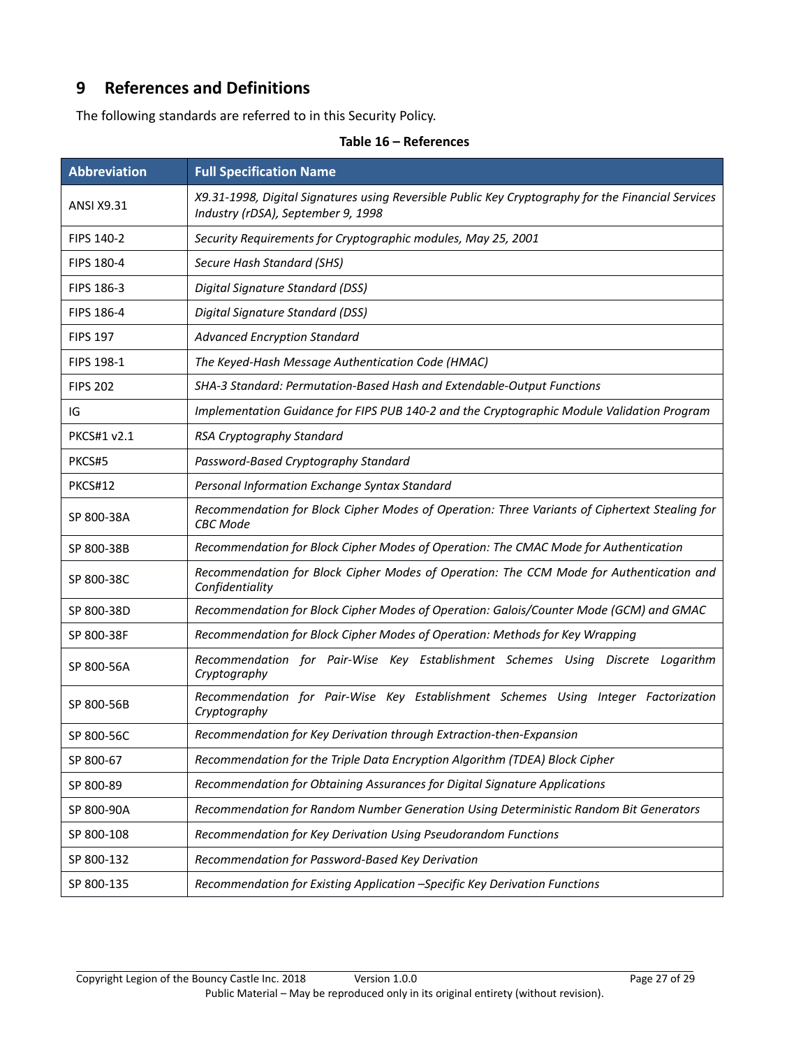# 9 References and Definitions

The following standards are referred to in this Security Policy.

**Table 16 – References**

| Abbreviation | Full Specification Name |
|---|---|
| ANSI X9.31 | *X9.31-1998, Digital Signatures using Reversible Public Key Cryptography for the Financial Services Industry (rDSA), September 9, 1998* |
| FIPS 140-2 | *Security Requirements for Cryptographic modules, May 25, 2001* |
| FIPS 180-4 | *Secure Hash Standard (SHS)* |
| FIPS 186-3 | *Digital Signature Standard (DSS)* |
| FIPS 186-4 | *Digital Signature Standard (DSS)* |
| FIPS 197 | *Advanced Encryption Standard* |
| FIPS 198-1 | *The Keyed-Hash Message Authentication Code (HMAC)* |
| FIPS 202 | *SHA-3 Standard: Permutation-Based Hash and Extendable-Output Functions* |
| IG | *Implementation Guidance for FIPS PUB 140-2 and the Cryptographic Module Validation Program* |
| PKCS#1 v2.1 | *RSA Cryptography Standard* |
| PKCS#5 | *Password-Based Cryptography Standard* |
| PKCS#12 | *Personal Information Exchange Syntax Standard* |
| SP 800-38A | *Recommendation for Block Cipher Modes of Operation: Three Variants of Ciphertext Stealing for CBC Mode* |
| SP 800-38B | *Recommendation for Block Cipher Modes of Operation: The CMAC Mode for Authentication* |
| SP 800-38C | *Recommendation for Block Cipher Modes of Operation: The CCM Mode for Authentication and Confidentiality* |
| SP 800-38D | *Recommendation for Block Cipher Modes of Operation: Galois/Counter Mode (GCM) and GMAC* |
| SP 800-38F | *Recommendation for Block Cipher Modes of Operation: Methods for Key Wrapping* |
| SP 800-56A | *Recommendation for Pair-Wise Key Establishment Schemes Using Discrete Logarithm Cryptography* |
| SP 800-56B | *Recommendation for Pair-Wise Key Establishment Schemes Using Integer Factorization Cryptography* |
| SP 800-56C | *Recommendation for Key Derivation through Extraction-then-Expansion* |
| SP 800-67 | *Recommendation for the Triple Data Encryption Algorithm (TDEA) Block Cipher* |
| SP 800-89 | *Recommendation for Obtaining Assurances for Digital Signature Applications* |
| SP 800-90A | *Recommendation for Random Number Generation Using Deterministic Random Bit Generators* |
| SP 800-108 | *Recommendation for Key Derivation Using Pseudorandom Functions* |
| SP 800-132 | *Recommendation for Password-Based Key Derivation* |
| SP 800-135 | *Recommendation for Existing Application –Specific Key Derivation Functions* |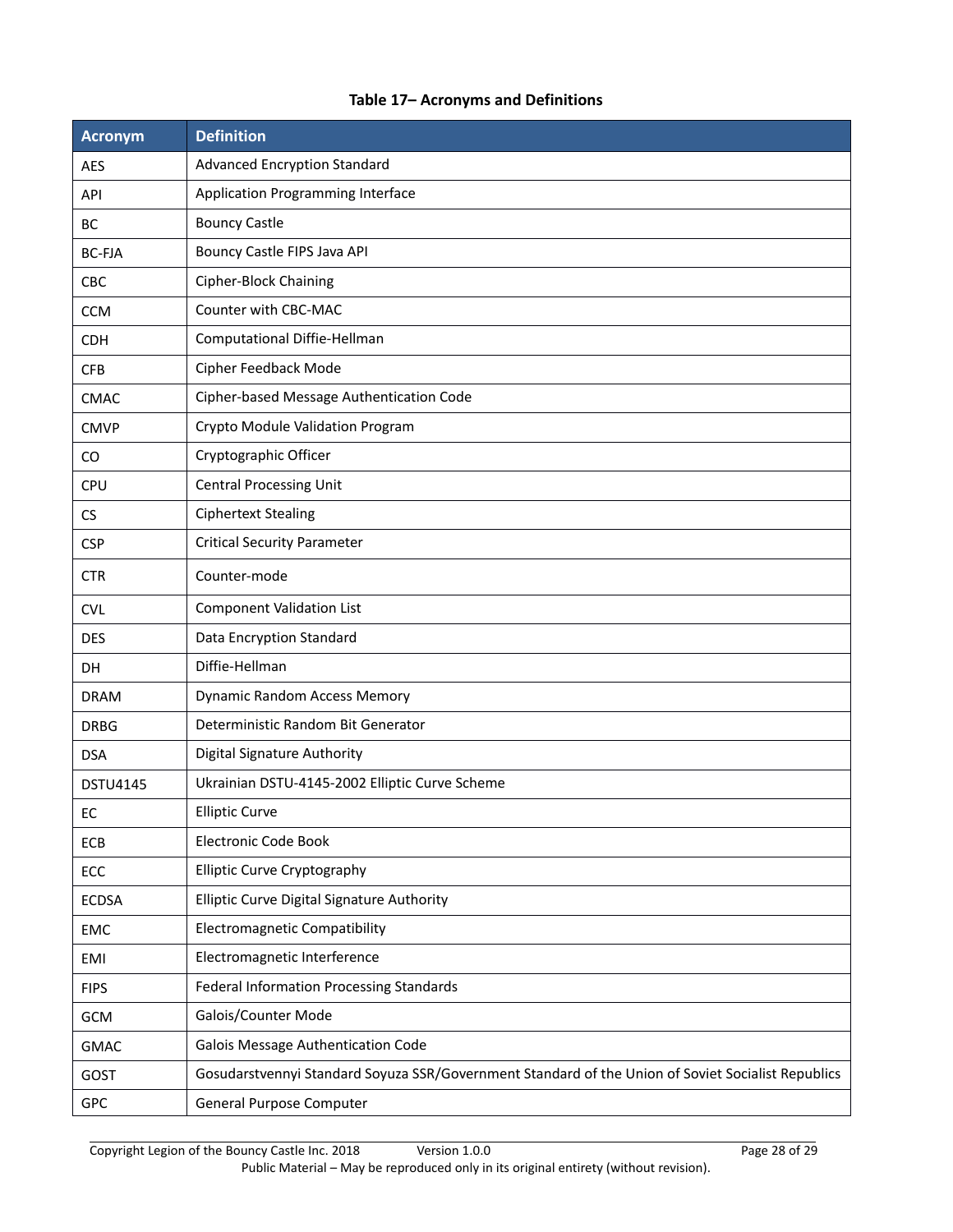**Table 17– Acronyms and Definitions**

| Acronym | Definition |
|---|---|
| AES | Advanced Encryption Standard |
| API | Application Programming Interface |
| BC | Bouncy Castle |
| BC-FJA | Bouncy Castle FIPS Java API |
| CBC | Cipher-Block Chaining |
| CCM | Counter with CBC-MAC |
| CDH | Computational Diffie-Hellman |
| CFB | Cipher Feedback Mode |
| CMAC | Cipher-based Message Authentication Code |
| CMVP | Crypto Module Validation Program |
| CO | Cryptographic Officer |
| CPU | Central Processing Unit |
| CS | Ciphertext Stealing |
| CSP | Critical Security Parameter |
| CTR | Counter-mode |
| CVL | Component Validation List |
| DES | Data Encryption Standard |
| DH | Diffie-Hellman |
| DRAM | Dynamic Random Access Memory |
| DRBG | Deterministic Random Bit Generator |
| DSA | Digital Signature Authority |
| DSTU4145 | Ukrainian DSTU-4145-2002 Elliptic Curve Scheme |
| EC | Elliptic Curve |
| ECB | Electronic Code Book |
| ECC | Elliptic Curve Cryptography |
| ECDSA | Elliptic Curve Digital Signature Authority |
| EMC | Electromagnetic Compatibility |
| EMI | Electromagnetic Interference |
| FIPS | Federal Information Processing Standards |
| GCM | Galois/Counter Mode |
| GMAC | Galois Message Authentication Code |
| GOST | Gosudarstvennyi Standard Soyuza SSR/Government Standard of the Union of Soviet Socialist Republics |
| GPC | General Purpose Computer |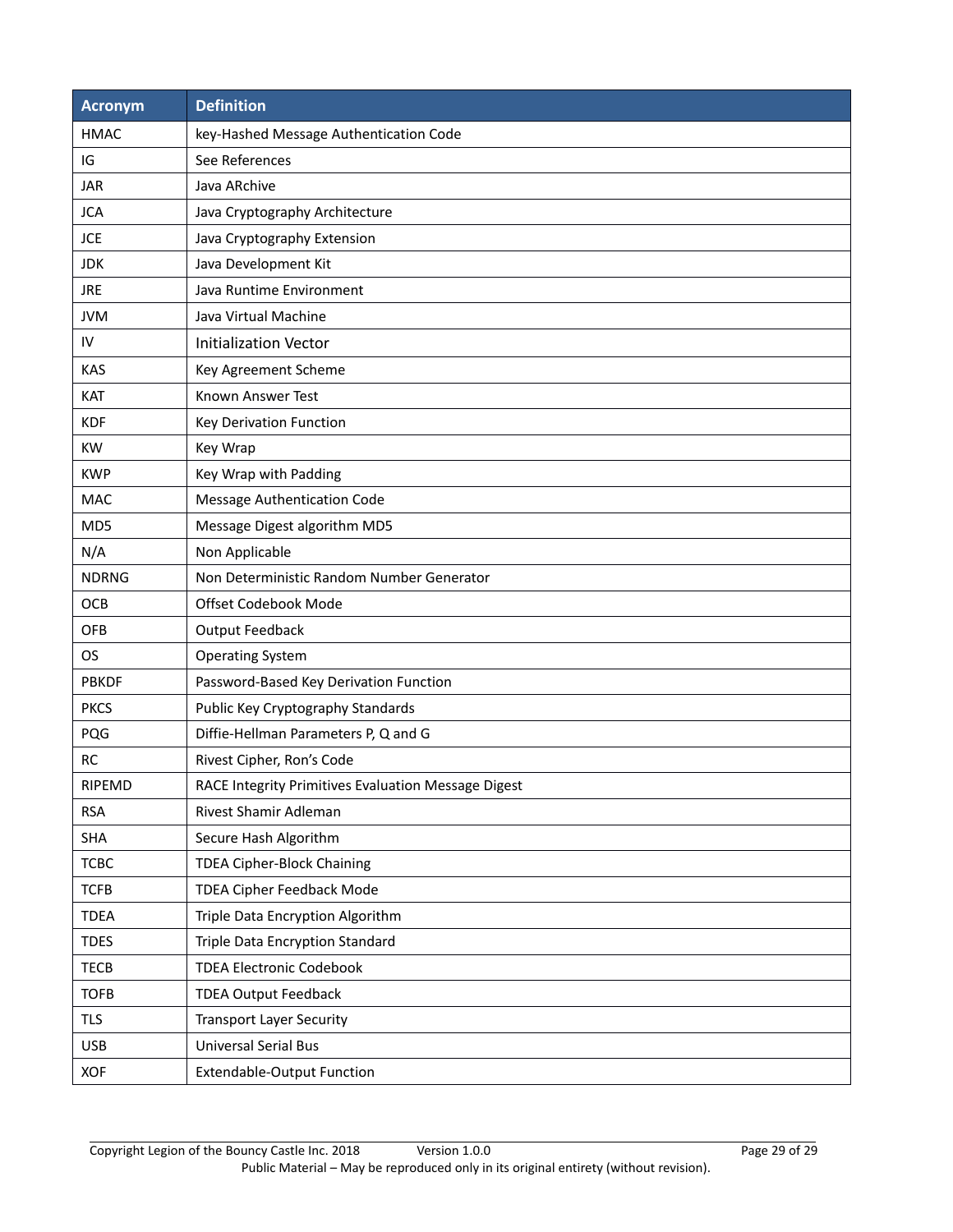| Acronym | Definition |
| --- | --- |
| HMAC | key-Hashed Message Authentication Code |
| IG | See References |
| JAR | Java ARchive |
| JCA | Java Cryptography Architecture |
| JCE | Java Cryptography Extension |
| JDK | Java Development Kit |
| JRE | Java Runtime Environment |
| JVM | Java Virtual Machine |
| IV | Initialization Vector |
| KAS | Key Agreement Scheme |
| KAT | Known Answer Test |
| KDF | Key Derivation Function |
| KW | Key Wrap |
| KWP | Key Wrap with Padding |
| MAC | Message Authentication Code |
| MD5 | Message Digest algorithm MD5 |
| N/A | Non Applicable |
| NDRNG | Non Deterministic Random Number Generator |
| OCB | Offset Codebook Mode |
| OFB | Output Feedback |
| OS | Operating System |
| PBKDF | Password-Based Key Derivation Function |
| PKCS | Public Key Cryptography Standards |
| PQG | Diffie-Hellman Parameters P, Q and G |
| RC | Rivest Cipher, Ron's Code |
| RIPEMD | RACE Integrity Primitives Evaluation Message Digest |
| RSA | Rivest Shamir Adleman |
| SHA | Secure Hash Algorithm |
| TCBC | TDEA Cipher-Block Chaining |
| TCFB | TDEA Cipher Feedback Mode |
| TDEA | Triple Data Encryption Algorithm |
| TDES | Triple Data Encryption Standard |
| TECB | TDEA Electronic Codebook |
| TOFB | TDEA Output Feedback |
| TLS | Transport Layer Security |
| USB | Universal Serial Bus |
| XOF | Extendable-Output Function |